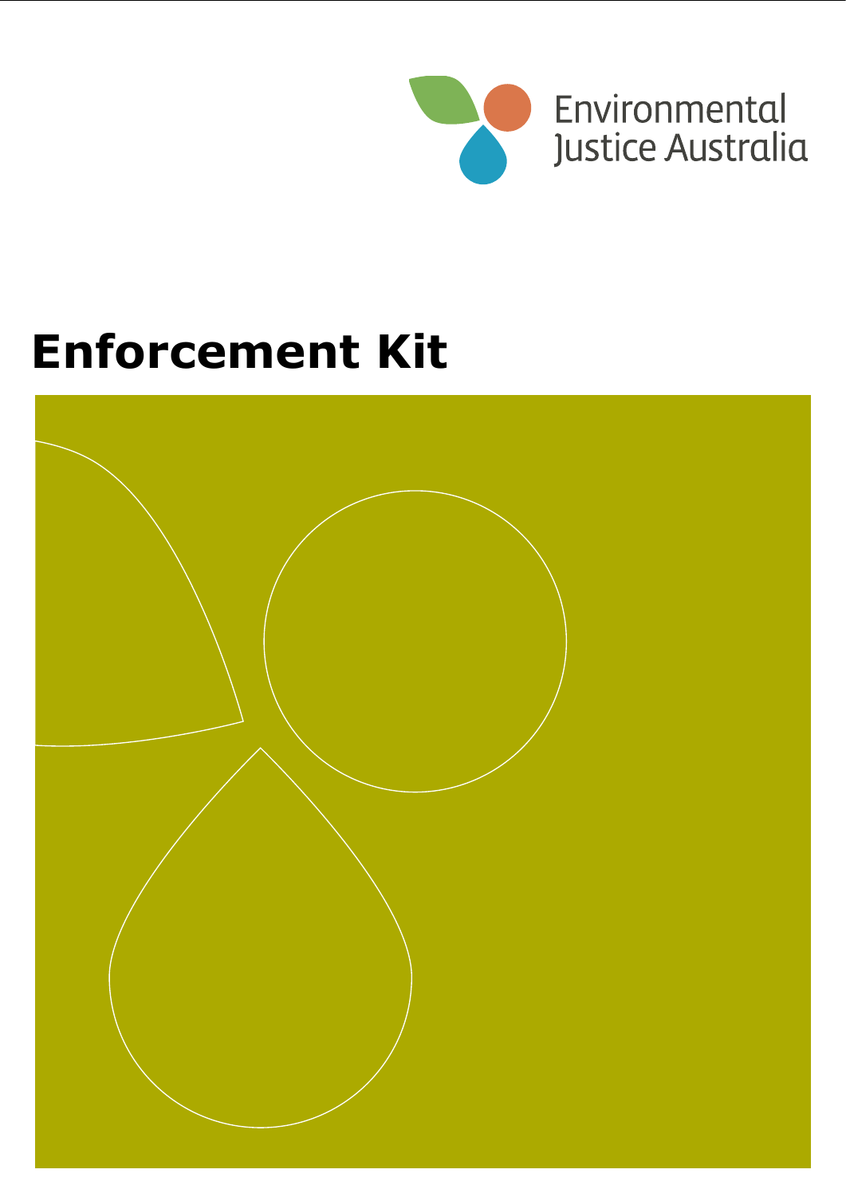Environmental Justice Australia

# Enforcement Kit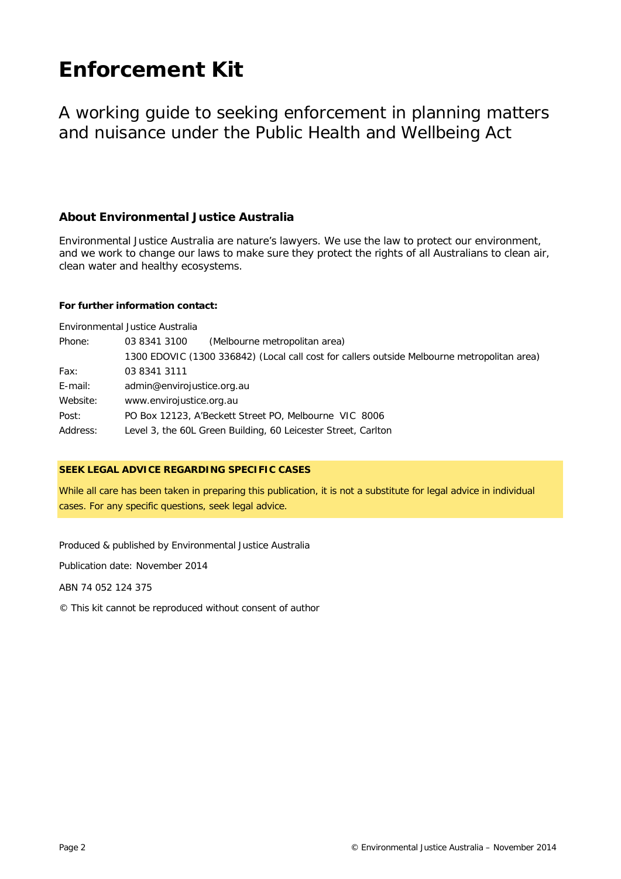# Enforcement Kit

A working guide to seeking enforcement in planning matters and nuisance under the Public Health and Wellbeing Act

### About Environmental Justice Australia

Environmental Justice Australia are nature's lawyers. We use the law to protect our environment, and we work to change our laws to make sure they protect the rights of all Australians to clean air, clean water and healthy ecosystems.

**For further information contact:**

Environmental Justice Australia

| | |
|---|---|
| Phone: | 03 8341 3100 (Melbourne metropolitan area) |
| | 1300 EDOVIC (1300 336842) (Local call cost for callers outside Melbourne metropolitan area) |
| Fax: | 03 8341 3111 |
| E-mail: | admin@envirojustice.org.au |
| Website: | www.envirojustice.org.au |
| Post: | PO Box 12123, A'Beckett Street PO, Melbourne VIC 8006 |
| Address: | Level 3, the 60L Green Building, 60 Leicester Street, Carlton |

**SEEK LEGAL ADVICE REGARDING SPECIFIC CASES**

While all care has been taken in preparing this publication, it is not a substitute for legal advice in individual cases. For any specific questions, seek legal advice.

Produced & published by Environmental Justice Australia

Publication date: November 2014

ABN 74 052 124 375

© This kit cannot be reproduced without consent of author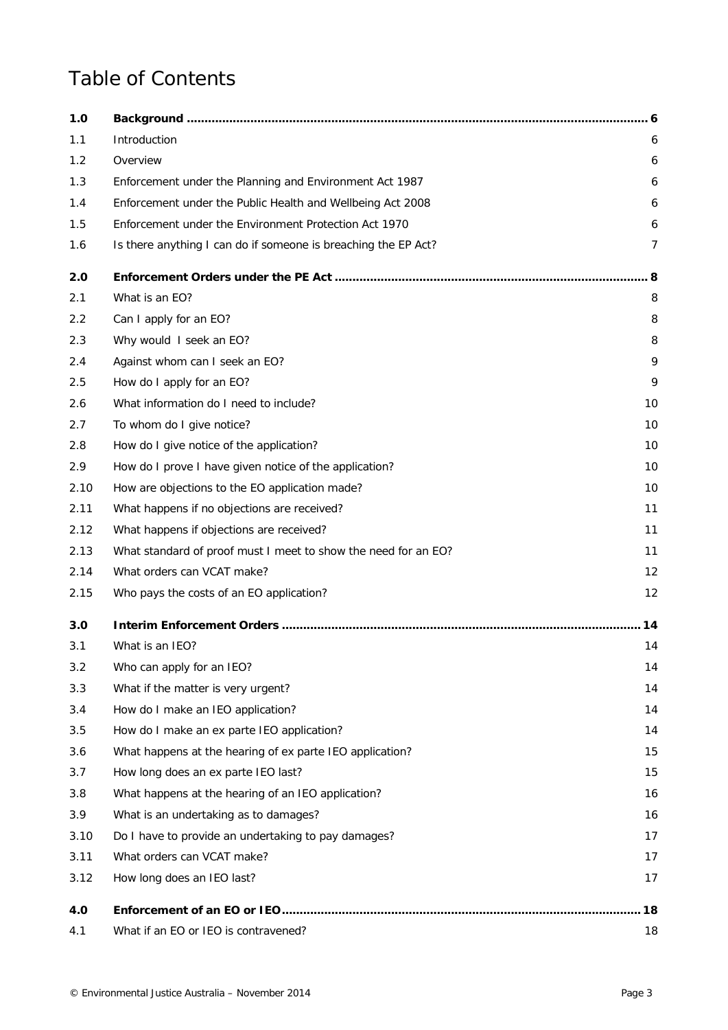# Table of Contents

| | | |
|---|---|---|
| **1.0** | **Background** | **6** |
| 1.1 | Introduction | 6 |
| 1.2 | Overview | 6 |
| 1.3 | Enforcement under the Planning and Environment Act 1987 | 6 |
| 1.4 | Enforcement under the Public Health and Wellbeing Act 2008 | 6 |
| 1.5 | Enforcement under the Environment Protection Act 1970 | 6 |
| 1.6 | Is there anything I can do if someone is breaching the EP Act? | 7 |
| **2.0** | **Enforcement Orders under the PE Act** | **8** |
| 2.1 | What is an EO? | 8 |
| 2.2 | Can I apply for an EO? | 8 |
| 2.3 | Why would I seek an EO? | 8 |
| 2.4 | Against whom can I seek an EO? | 9 |
| 2.5 | How do I apply for an EO? | 9 |
| 2.6 | What information do I need to include? | 10 |
| 2.7 | To whom do I give notice? | 10 |
| 2.8 | How do I give notice of the application? | 10 |
| 2.9 | How do I prove I have given notice of the application? | 10 |
| 2.10 | How are objections to the EO application made? | 10 |
| 2.11 | What happens if no objections are received? | 11 |
| 2.12 | What happens if objections are received? | 11 |
| 2.13 | What standard of proof must I meet to show the need for an EO? | 11 |
| 2.14 | What orders can VCAT make? | 12 |
| 2.15 | Who pays the costs of an EO application? | 12 |
| **3.0** | **Interim Enforcement Orders** | **14** |
| 3.1 | What is an IEO? | 14 |
| 3.2 | Who can apply for an IEO? | 14 |
| 3.3 | What if the matter is very urgent? | 14 |
| 3.4 | How do I make an IEO application? | 14 |
| 3.5 | How do I make an ex parte IEO application? | 14 |
| 3.6 | What happens at the hearing of ex parte IEO application? | 15 |
| 3.7 | How long does an ex parte IEO last? | 15 |
| 3.8 | What happens at the hearing of an IEO application? | 16 |
| 3.9 | What is an undertaking as to damages? | 16 |
| 3.10 | Do I have to provide an undertaking to pay damages? | 17 |
| 3.11 | What orders can VCAT make? | 17 |
| 3.12 | How long does an IEO last? | 17 |
| **4.0** | **Enforcement of an EO or IEO** | **18** |
| 4.1 | What if an EO or IEO is contravened? | 18 |

© Environmental Justice Australia – November 2014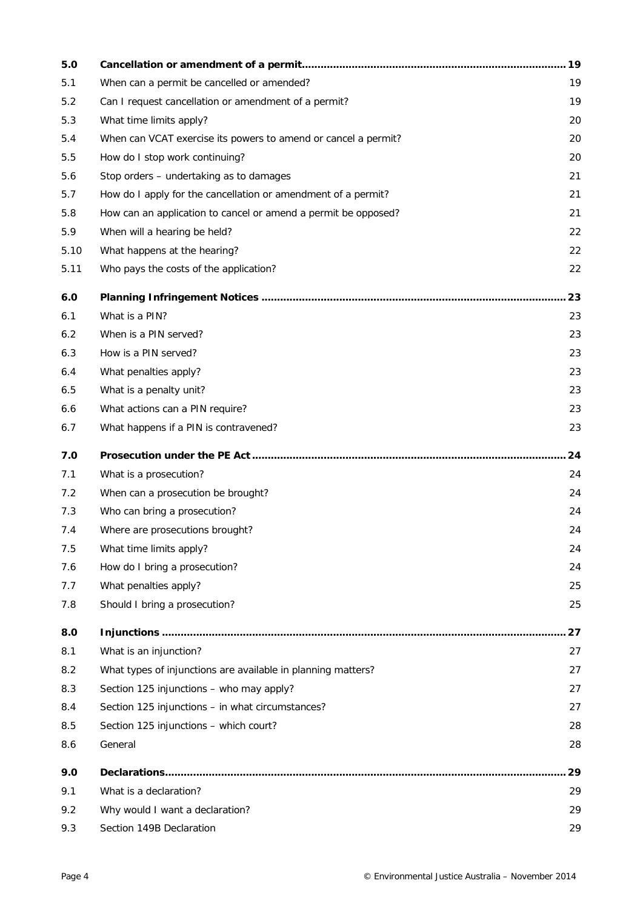| | | |
|---|---|---|
| **5.0** | **Cancellation or amendment of a permit** | **19** |
| 5.1 | When can a permit be cancelled or amended? | 19 |
| 5.2 | Can I request cancellation or amendment of a permit? | 19 |
| 5.3 | What time limits apply? | 20 |
| 5.4 | When can VCAT exercise its powers to amend or cancel a permit? | 20 |
| 5.5 | How do I stop work continuing? | 20 |
| 5.6 | Stop orders – undertaking as to damages | 21 |
| 5.7 | How do I apply for the cancellation or amendment of a permit? | 21 |
| 5.8 | How can an application to cancel or amend a permit be opposed? | 21 |
| 5.9 | When will a hearing be held? | 22 |
| 5.10 | What happens at the hearing? | 22 |
| 5.11 | Who pays the costs of the application? | 22 |
| **6.0** | **Planning Infringement Notices** | **23** |
| 6.1 | What is a PIN? | 23 |
| 6.2 | When is a PIN served? | 23 |
| 6.3 | How is a PIN served? | 23 |
| 6.4 | What penalties apply? | 23 |
| 6.5 | What is a penalty unit? | 23 |
| 6.6 | What actions can a PIN require? | 23 |
| 6.7 | What happens if a PIN is contravened? | 23 |
| **7.0** | **Prosecution under the PE Act** | **24** |
| 7.1 | What is a prosecution? | 24 |
| 7.2 | When can a prosecution be brought? | 24 |
| 7.3 | Who can bring a prosecution? | 24 |
| 7.4 | Where are prosecutions brought? | 24 |
| 7.5 | What time limits apply? | 24 |
| 7.6 | How do I bring a prosecution? | 24 |
| 7.7 | What penalties apply? | 25 |
| 7.8 | Should I bring a prosecution? | 25 |
| **8.0** | **Injunctions** | **27** |
| 8.1 | What is an injunction? | 27 |
| 8.2 | What types of injunctions are available in planning matters? | 27 |
| 8.3 | Section 125 injunctions – who may apply? | 27 |
| 8.4 | Section 125 injunctions – in what circumstances? | 27 |
| 8.5 | Section 125 injunctions – which court? | 28 |
| 8.6 | General | 28 |
| **9.0** | **Declarations** | **29** |
| 9.1 | What is a declaration? | 29 |
| 9.2 | Why would I want a declaration? | 29 |
| 9.3 | Section 149B Declaration | 29 |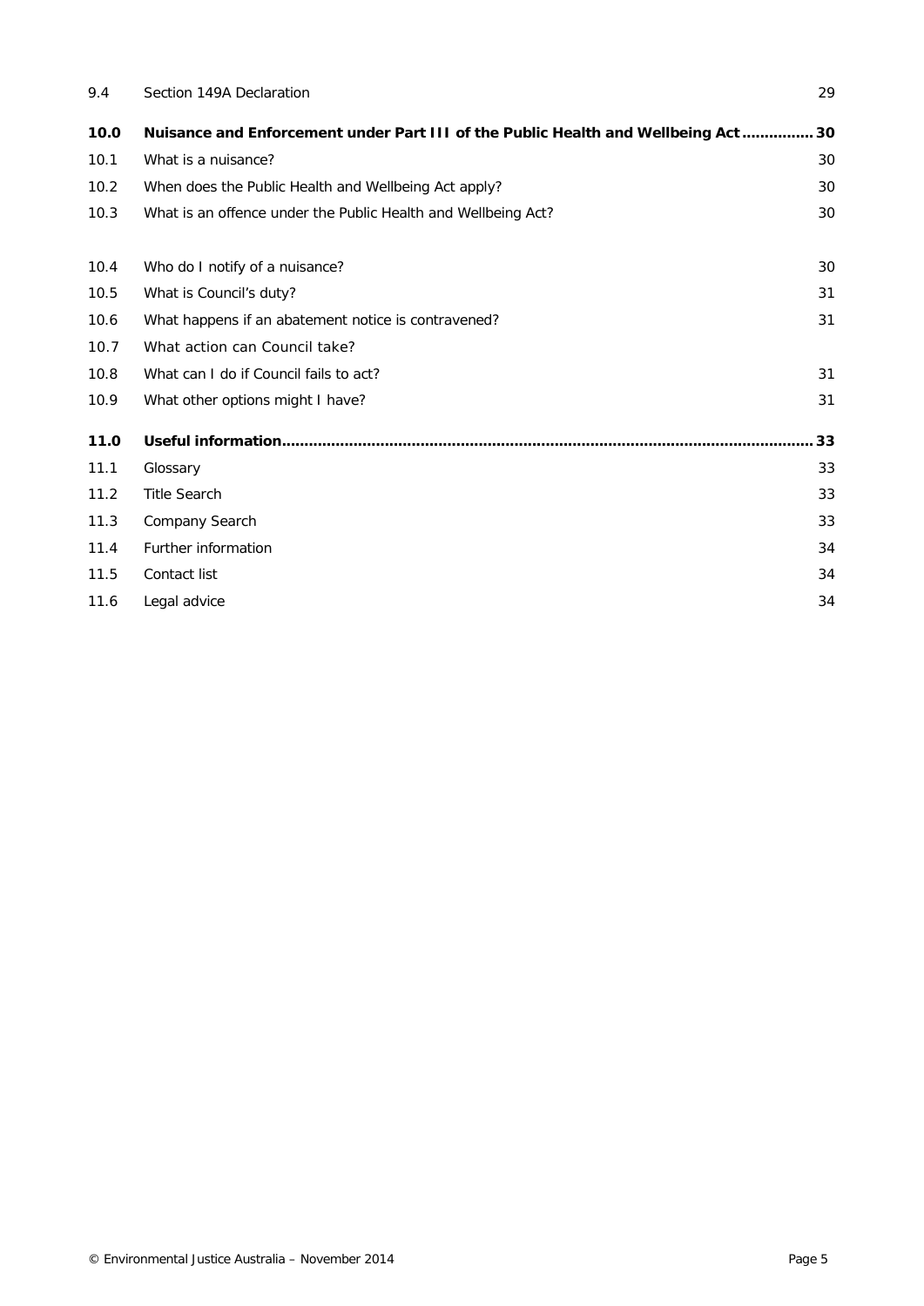| | | |
|---|---|---|
| 9.4 | Section 149A Declaration | 29 |
| **10.0** | **Nuisance and Enforcement under Part III of the Public Health and Wellbeing Act** | **30** |
| 10.1 | What is a nuisance? | 30 |
| 10.2 | When does the Public Health and Wellbeing Act apply? | 30 |
| 10.3 | What is an offence under the Public Health and Wellbeing Act? | 30 |
| 10.4 | Who do I notify of a nuisance? | 30 |
| 10.5 | What is Council's duty? | 31 |
| 10.6 | What happens if an abatement notice is contravened? | 31 |
| 10.7 | What action can Council take? | |
| 10.8 | What can I do if Council fails to act? | 31 |
| 10.9 | What other options might I have? | 31 |
| **11.0** | **Useful information** | **33** |
| 11.1 | Glossary | 33 |
| 11.2 | Title Search | 33 |
| 11.3 | Company Search | 33 |
| 11.4 | Further information | 34 |
| 11.5 | Contact list | 34 |
| 11.6 | Legal advice | 34 |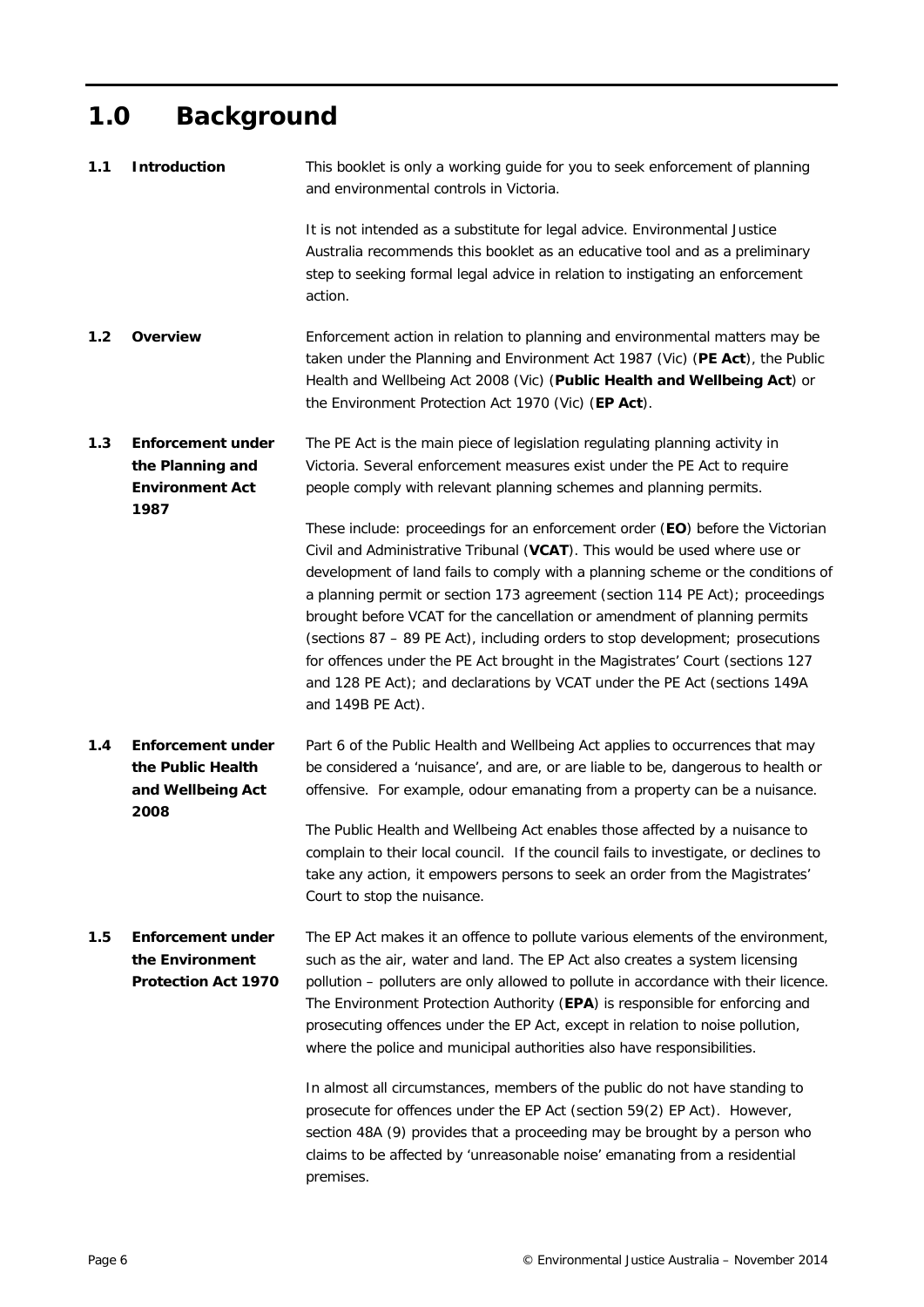# 1.0 Background

## 1.1 Introduction

This booklet is only a working guide for you to seek enforcement of planning and environmental controls in Victoria.

It is not intended as a substitute for legal advice. Environmental Justice Australia recommends this booklet as an educative tool and as a preliminary step to seeking formal legal advice in relation to instigating an enforcement action.

## 1.2 Overview

Enforcement action in relation to planning and environmental matters may be taken under the Planning and Environment Act 1987 (Vic) (**PE Act**), the Public Health and Wellbeing Act 2008 (Vic) (**Public Health and Wellbeing Act**) or the Environment Protection Act 1970 (Vic) (**EP Act**).

## 1.3 Enforcement under the Planning and Environment Act 1987

The PE Act is the main piece of legislation regulating planning activity in Victoria. Several enforcement measures exist under the PE Act to require people comply with relevant planning schemes and planning permits.

These include: proceedings for an enforcement order (**EO**) before the Victorian Civil and Administrative Tribunal (**VCAT**). This would be used where use or development of land fails to comply with a planning scheme or the conditions of a planning permit or section 173 agreement (section 114 PE Act); proceedings brought before VCAT for the cancellation or amendment of planning permits (sections 87 – 89 PE Act), including orders to stop development; prosecutions for offences under the PE Act brought in the Magistrates' Court (sections 127 and 128 PE Act); and declarations by VCAT under the PE Act (sections 149A and 149B PE Act).

## 1.4 Enforcement under the Public Health and Wellbeing Act 2008

Part 6 of the Public Health and Wellbeing Act applies to occurrences that may be considered a 'nuisance', and are, or are liable to be, dangerous to health or offensive. For example, odour emanating from a property can be a nuisance.

The Public Health and Wellbeing Act enables those affected by a nuisance to complain to their local council. If the council fails to investigate, or declines to take any action, it empowers persons to seek an order from the Magistrates' Court to stop the nuisance.

## 1.5 Enforcement under the Environment Protection Act 1970

The EP Act makes it an offence to pollute various elements of the environment, such as the air, water and land. The EP Act also creates a system licensing pollution – polluters are only allowed to pollute in accordance with their licence. The Environment Protection Authority (**EPA**) is responsible for enforcing and prosecuting offences under the EP Act, except in relation to noise pollution, where the police and municipal authorities also have responsibilities.

In almost all circumstances, members of the public do not have standing to prosecute for offences under the EP Act (section 59(2) EP Act). However, section 48A (9) provides that a proceeding may be brought by a person who claims to be affected by 'unreasonable noise' emanating from a residential premises.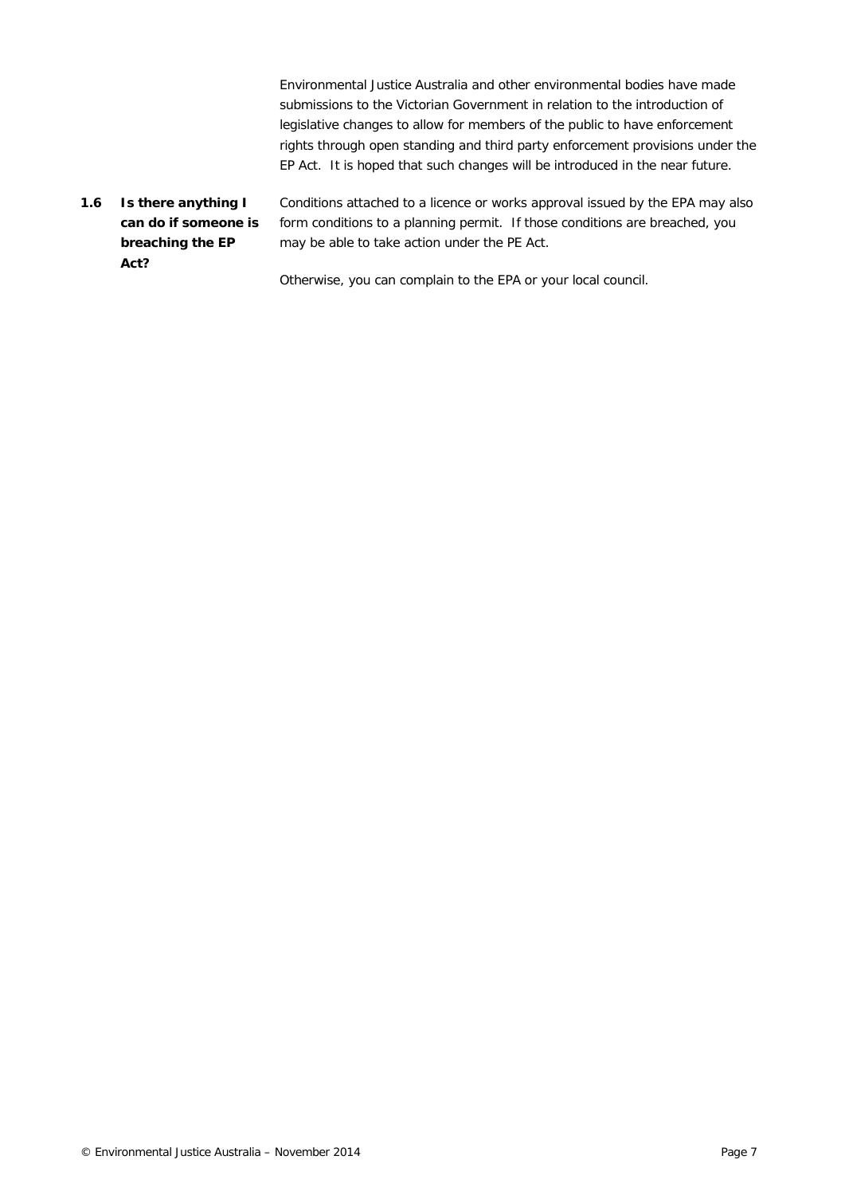Environmental Justice Australia and other environmental bodies have made submissions to the Victorian Government in relation to the introduction of legislative changes to allow for members of the public to have enforcement rights through open standing and third party enforcement provisions under the EP Act. It is hoped that such changes will be introduced in the near future.

### 1.6 Is there anything I can do if someone is breaching the EP Act?

Conditions attached to a licence or works approval issued by the EPA may also form conditions to a planning permit. If those conditions are breached, you may be able to take action under the PE Act.

Otherwise, you can complain to the EPA or your local council.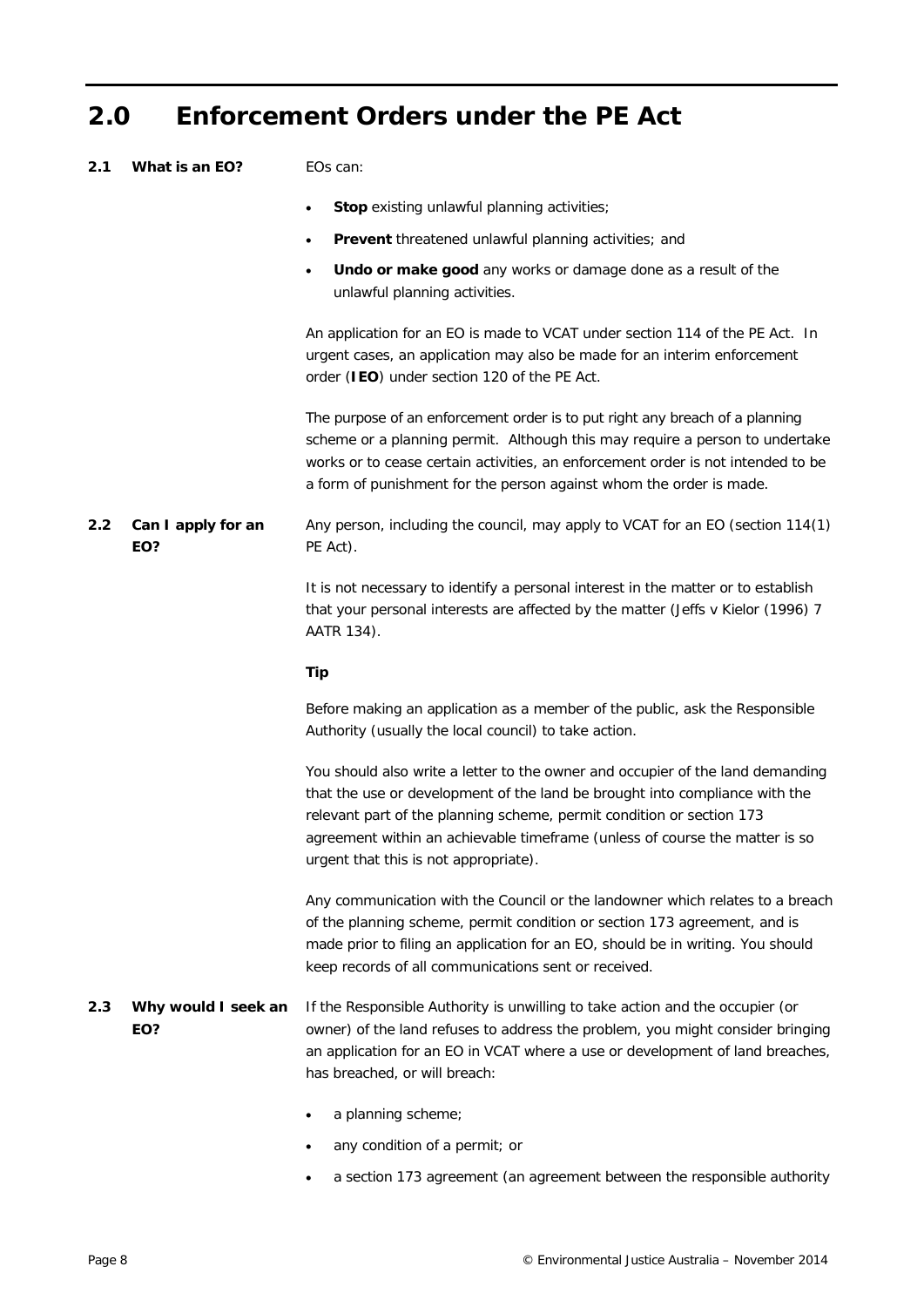# 2.0 Enforcement Orders under the PE Act

### 2.1 What is an EO?

EOs can:

- **Stop** existing unlawful planning activities;
- **Prevent** threatened unlawful planning activities; and
- **Undo or make good** any works or damage done as a result of the unlawful planning activities.

An application for an EO is made to VCAT under section 114 of the PE Act. In urgent cases, an application may also be made for an interim enforcement order (**IEO**) under section 120 of the PE Act.

The purpose of an enforcement order is to put right any breach of a planning scheme or a planning permit. Although this may require a person to undertake works or to cease certain activities, an enforcement order is not intended to be a form of punishment for the person against whom the order is made.

### 2.2 Can I apply for an EO?

Any person, including the council, may apply to VCAT for an EO (section 114(1) PE Act).

It is not necessary to identify a personal interest in the matter or to establish that your personal interests are affected by the matter (Jeffs v Kielor (1996) 7 AATR 134).

**Tip**

Before making an application as a member of the public, ask the Responsible Authority (usually the local council) to take action.

You should also write a letter to the owner and occupier of the land demanding that the use or development of the land be brought into compliance with the relevant part of the planning scheme, permit condition or section 173 agreement within an achievable timeframe (unless of course the matter is so urgent that this is not appropriate).

Any communication with the Council or the landowner which relates to a breach of the planning scheme, permit condition or section 173 agreement, and is made prior to filing an application for an EO, should be in writing. You should keep records of all communications sent or received.

### 2.3 Why would I seek an EO?

If the Responsible Authority is unwilling to take action and the occupier (or owner) of the land refuses to address the problem, you might consider bringing an application for an EO in VCAT where a use or development of land breaches, has breached, or will breach:

- a planning scheme;
- any condition of a permit; or
- a section 173 agreement (an agreement between the responsible authority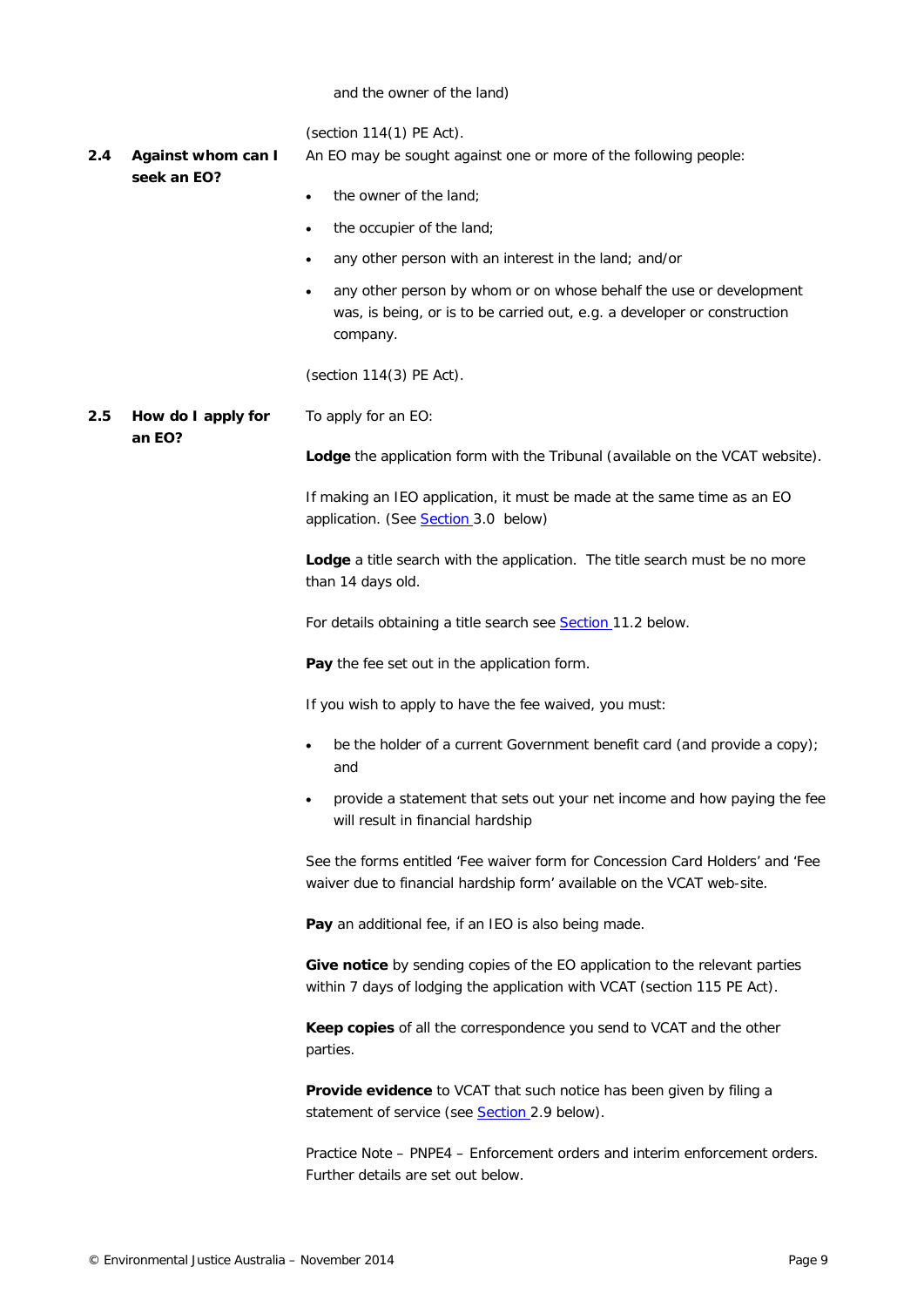and the owner of the land)

(section 114(1) PE Act).

## 2.4 Against whom can I seek an EO?

An EO may be sought against one or more of the following people:

- the owner of the land;
- the occupier of the land;
- any other person with an interest in the land; and/or
- any other person by whom or on whose behalf the use or development was, is being, or is to be carried out, e.g. a developer or construction company.

(section 114(3) PE Act).

## 2.5 How do I apply for an EO?

To apply for an EO:

**Lodge** the application form with the Tribunal (available on the VCAT website).

If making an IEO application, it must be made at the same time as an EO application. (See Section 3.0 below)

**Lodge** a title search with the application. The title search must be no more than 14 days old.

For details obtaining a title search see Section 11.2 below.

**Pay** the fee set out in the application form.

If you wish to apply to have the fee waived, you must:

- be the holder of a current Government benefit card (and provide a copy); and
- provide a statement that sets out your net income and how paying the fee will result in financial hardship

See the forms entitled 'Fee waiver form for Concession Card Holders' and 'Fee waiver due to financial hardship form' available on the VCAT web-site.

**Pay** an additional fee, if an IEO is also being made.

**Give notice** by sending copies of the EO application to the relevant parties within 7 days of lodging the application with VCAT (section 115 PE Act).

**Keep copies** of all the correspondence you send to VCAT and the other parties.

**Provide evidence** to VCAT that such notice has been given by filing a statement of service (see Section 2.9 below).

Practice Note – PNPE4 – Enforcement orders and interim enforcement orders. Further details are set out below.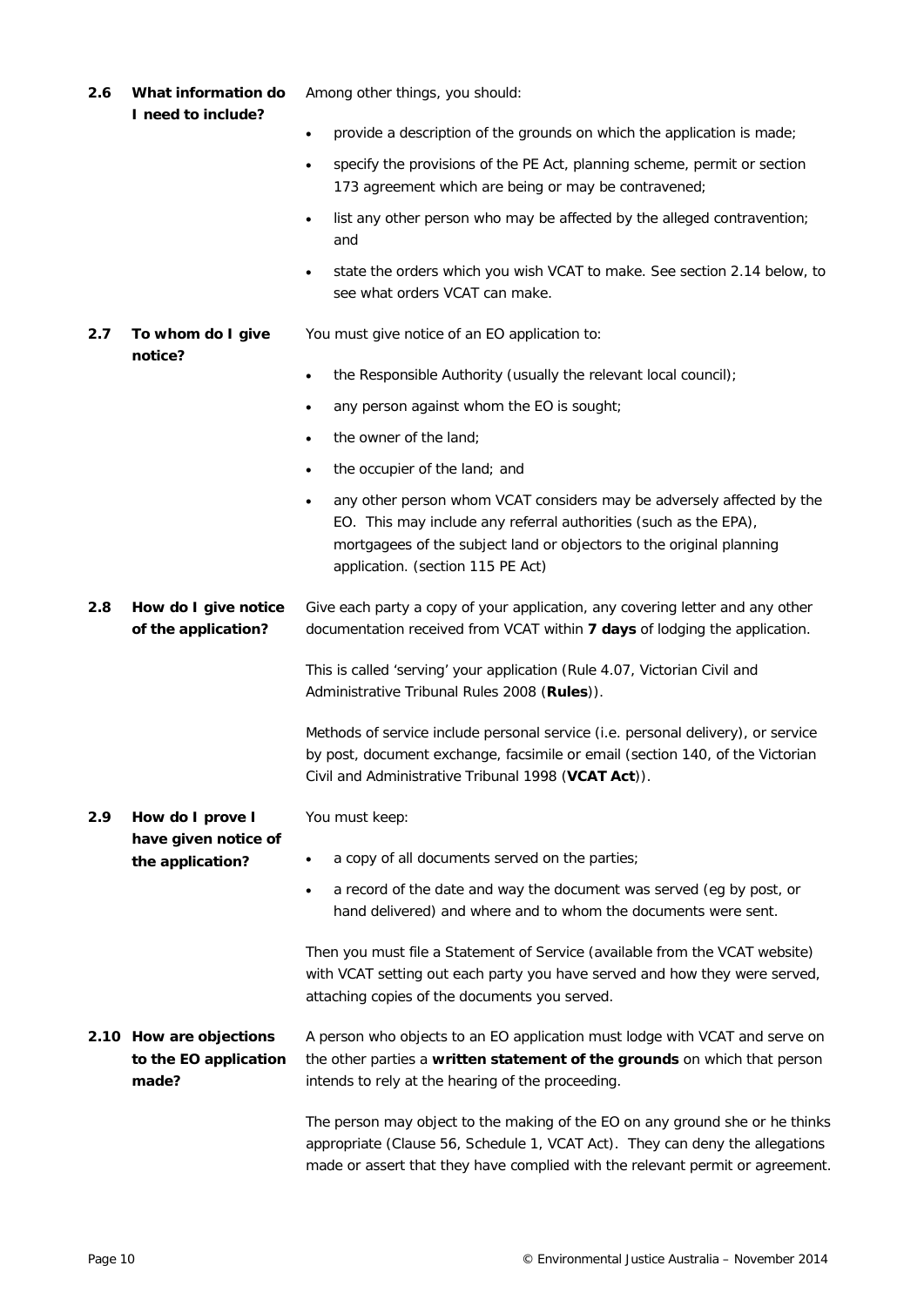### 2.6 What information do I need to include?

Among other things, you should:

- provide a description of the grounds on which the application is made;
- specify the provisions of the PE Act, planning scheme, permit or section 173 agreement which are being or may be contravened;
- list any other person who may be affected by the alleged contravention; and
- state the orders which you wish VCAT to make. See section 2.14 below, to see what orders VCAT can make.

### 2.7 To whom do I give notice?

You must give notice of an EO application to:

- the Responsible Authority (usually the relevant local council);
- any person against whom the EO is sought;
- the owner of the land;
- the occupier of the land; and
- any other person whom VCAT considers may be adversely affected by the EO. This may include any referral authorities (such as the EPA), mortgagees of the subject land or objectors to the original planning application. (section 115 PE Act)

### 2.8 How do I give notice of the application?

Give each party a copy of your application, any covering letter and any other documentation received from VCAT within **7 days** of lodging the application.

This is called 'serving' your application (Rule 4.07, Victorian Civil and Administrative Tribunal Rules 2008 (**Rules**)).

Methods of service include personal service (i.e. personal delivery), or service by post, document exchange, facsimile or email (section 140, of the Victorian Civil and Administrative Tribunal 1998 (**VCAT Act**)).

### 2.9 How do I prove I have given notice of the application?

You must keep:

- a copy of all documents served on the parties;
- a record of the date and way the document was served (eg by post, or hand delivered) and where and to whom the documents were sent.

Then you must file a Statement of Service (available from the VCAT website) with VCAT setting out each party you have served and how they were served, attaching copies of the documents you served.

### 2.10 How are objections to the EO application made?

A person who objects to an EO application must lodge with VCAT and serve on the other parties a **written statement of the grounds** on which that person intends to rely at the hearing of the proceeding.

The person may object to the making of the EO on any ground she or he thinks appropriate (Clause 56, Schedule 1, VCAT Act). They can deny the allegations made or assert that they have complied with the relevant permit or agreement.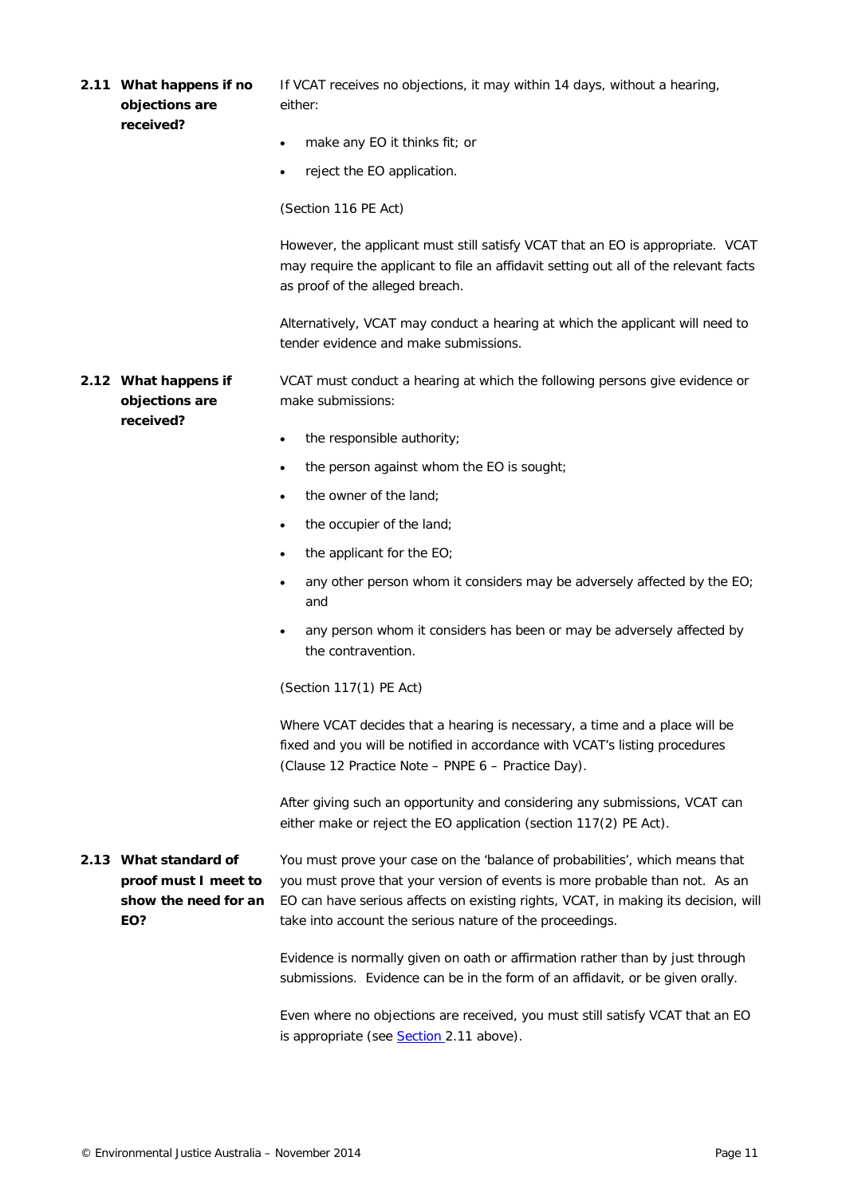### 2.11 What happens if no objections are received?

If VCAT receives no objections, it may within 14 days, without a hearing, either:

- make any EO it thinks fit; or
- reject the EO application.

(Section 116 PE Act)

However, the applicant must still satisfy VCAT that an EO is appropriate. VCAT may require the applicant to file an affidavit setting out all of the relevant facts as proof of the alleged breach.

Alternatively, VCAT may conduct a hearing at which the applicant will need to tender evidence and make submissions.

### 2.12 What happens if objections are received?

VCAT must conduct a hearing at which the following persons give evidence or make submissions:

- the responsible authority;
- the person against whom the EO is sought;
- the owner of the land;
- the occupier of the land;
- the applicant for the EO;
- any other person whom it considers may be adversely affected by the EO; and
- any person whom it considers has been or may be adversely affected by the contravention.

(Section 117(1) PE Act)

Where VCAT decides that a hearing is necessary, a time and a place will be fixed and you will be notified in accordance with VCAT's listing procedures (Clause 12 Practice Note – PNPE 6 – Practice Day).

After giving such an opportunity and considering any submissions, VCAT can either make or reject the EO application (section 117(2) PE Act).

### 2.13 What standard of proof must I meet to show the need for an EO?

You must prove your case on the 'balance of probabilities', which means that you must prove that your version of events is more probable than not. As an EO can have serious affects on existing rights, VCAT, in making its decision, will take into account the serious nature of the proceedings.

Evidence is normally given on oath or affirmation rather than by just through submissions. Evidence can be in the form of an affidavit, or be given orally.

Even where no objections are received, you must still satisfy VCAT that an EO is appropriate (see Section 2.11 above).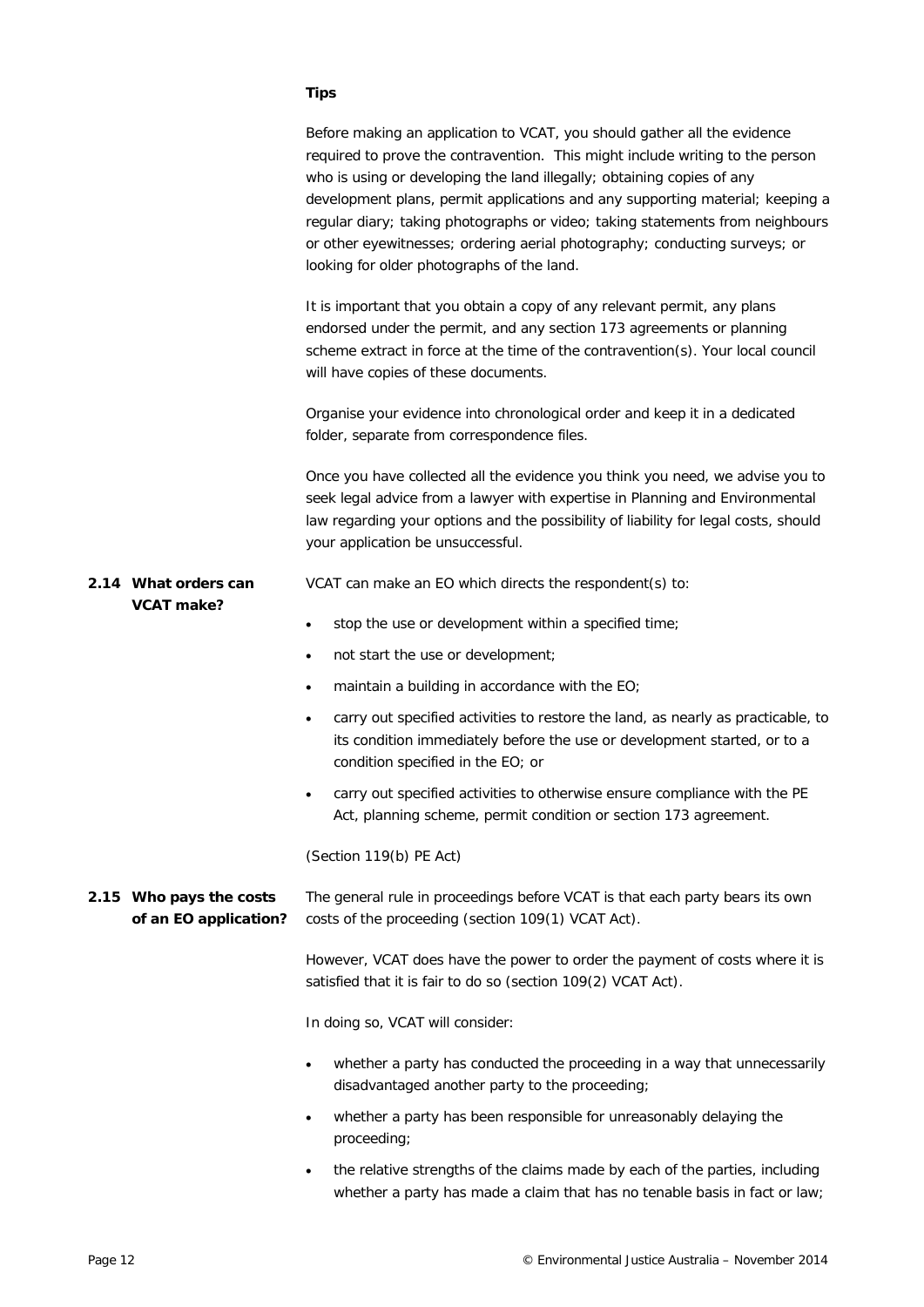**Tips**

Before making an application to VCAT, you should gather all the evidence required to prove the contravention. This might include writing to the person who is using or developing the land illegally; obtaining copies of any development plans, permit applications and any supporting material; keeping a regular diary; taking photographs or video; taking statements from neighbours or other eyewitnesses; ordering aerial photography; conducting surveys; or looking for older photographs of the land.

It is important that you obtain a copy of any relevant permit, any plans endorsed under the permit, and any section 173 agreements or planning scheme extract in force at the time of the contravention(s). Your local council will have copies of these documents.

Organise your evidence into chronological order and keep it in a dedicated folder, separate from correspondence files.

Once you have collected all the evidence you think you need, we advise you to seek legal advice from a lawyer with expertise in Planning and Environmental law regarding your options and the possibility of liability for legal costs, should your application be unsuccessful.

### 2.14 What orders can VCAT make?

VCAT can make an EO which directs the respondent(s) to:

- stop the use or development within a specified time;
- not start the use or development;
- maintain a building in accordance with the EO;
- carry out specified activities to restore the land, as nearly as practicable, to its condition immediately before the use or development started, or to a condition specified in the EO; or
- carry out specified activities to otherwise ensure compliance with the PE Act, planning scheme, permit condition or section 173 agreement.

(Section 119(b) PE Act)

### 2.15 Who pays the costs of an EO application?

The general rule in proceedings before VCAT is that each party bears its own costs of the proceeding (section 109(1) VCAT Act).

However, VCAT does have the power to order the payment of costs where it is satisfied that it is fair to do so (section 109(2) VCAT Act).

In doing so, VCAT will consider:

- whether a party has conducted the proceeding in a way that unnecessarily disadvantaged another party to the proceeding;
- whether a party has been responsible for unreasonably delaying the proceeding;
- the relative strengths of the claims made by each of the parties, including whether a party has made a claim that has no tenable basis in fact or law;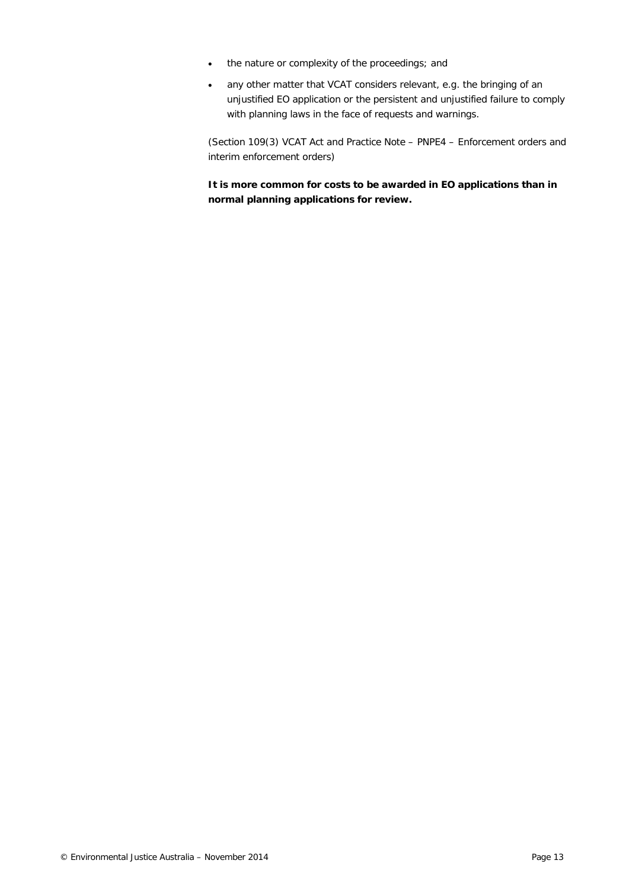- the nature or complexity of the proceedings; and
- any other matter that VCAT considers relevant, e.g. the bringing of an unjustified EO application or the persistent and unjustified failure to comply with planning laws in the face of requests and warnings.

(Section 109(3) VCAT Act and Practice Note – PNPE4 – Enforcement orders and interim enforcement orders)

**It is more common for costs to be awarded in EO applications than in normal planning applications for review.**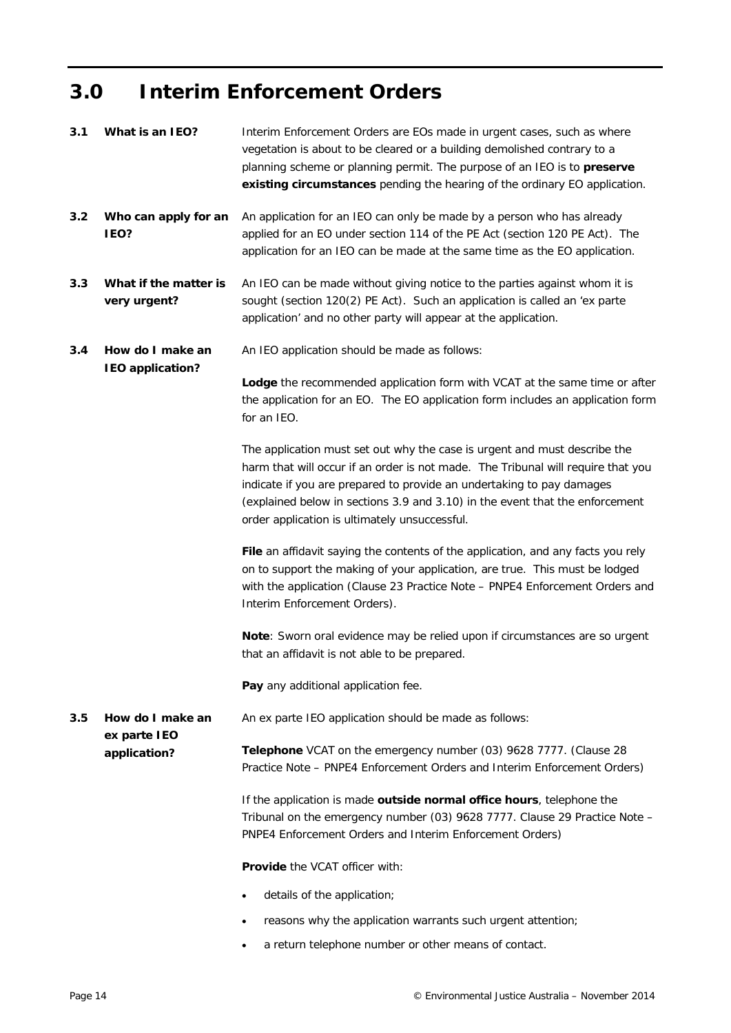# 3.0 Interim Enforcement Orders

**3.1 What is an IEO?**

Interim Enforcement Orders are EOs made in urgent cases, such as where vegetation is about to be cleared or a building demolished contrary to a planning scheme or planning permit. The purpose of an IEO is to **preserve existing circumstances** pending the hearing of the ordinary EO application.

**3.2 Who can apply for an IEO?**

An application for an IEO can only be made by a person who has already applied for an EO under section 114 of the PE Act (section 120 PE Act). The application for an IEO can be made at the same time as the EO application.

**3.3 What if the matter is very urgent?**

An IEO can be made without giving notice to the parties against whom it is sought (section 120(2) PE Act). Such an application is called an 'ex parte application' and no other party will appear at the application.

**3.4 How do I make an IEO application?**

An IEO application should be made as follows:

**Lodge** the recommended application form with VCAT at the same time or after the application for an EO. The EO application form includes an application form for an IEO.

The application must set out why the case is urgent and must describe the harm that will occur if an order is not made. The Tribunal will require that you indicate if you are prepared to provide an undertaking to pay damages (explained below in sections 3.9 and 3.10) in the event that the enforcement order application is ultimately unsuccessful.

**File** an affidavit saying the contents of the application, and any facts you rely on to support the making of your application, are true. This must be lodged with the application (Clause 23 Practice Note – PNPE4 Enforcement Orders and Interim Enforcement Orders).

**Note**: Sworn oral evidence may be relied upon if circumstances are so urgent that an affidavit is not able to be prepared.

**Pay** any additional application fee.

**3.5 How do I make an ex parte IEO application?**

An ex parte IEO application should be made as follows:

**Telephone** VCAT on the emergency number (03) 9628 7777. (Clause 28 Practice Note – PNPE4 Enforcement Orders and Interim Enforcement Orders)

If the application is made **outside normal office hours**, telephone the Tribunal on the emergency number (03) 9628 7777. Clause 29 Practice Note – PNPE4 Enforcement Orders and Interim Enforcement Orders)

**Provide** the VCAT officer with:

- details of the application;
- reasons why the application warrants such urgent attention;
- a return telephone number or other means of contact.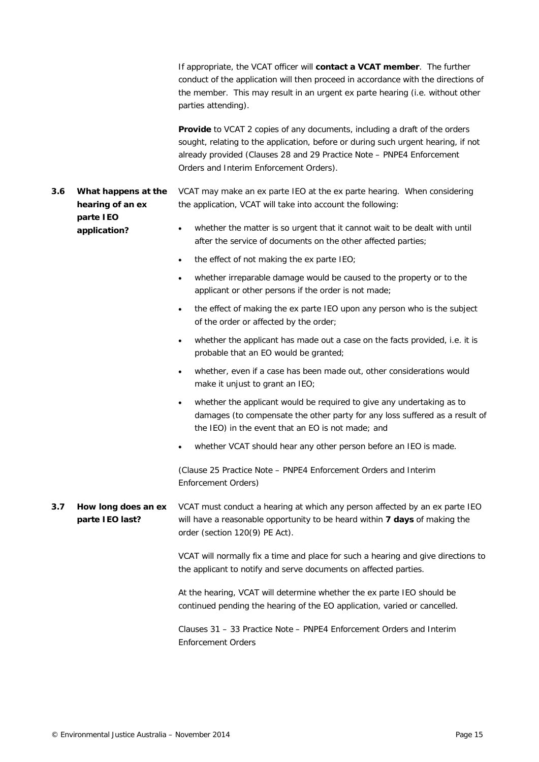If appropriate, the VCAT officer will **contact a VCAT member**. The further conduct of the application will then proceed in accordance with the directions of the member. This may result in an urgent ex parte hearing (i.e. without other parties attending).

**Provide** to VCAT 2 copies of any documents, including a draft of the orders sought, relating to the application, before or during such urgent hearing, if not already provided (Clauses 28 and 29 Practice Note – PNPE4 Enforcement Orders and Interim Enforcement Orders).

### 3.6 What happens at the hearing of an ex parte IEO application?

VCAT may make an ex parte IEO at the ex parte hearing. When considering the application, VCAT will take into account the following:

- whether the matter is so urgent that it cannot wait to be dealt with until after the service of documents on the other affected parties;
- the effect of not making the ex parte IEO;
- whether irreparable damage would be caused to the property or to the applicant or other persons if the order is not made;
- the effect of making the ex parte IEO upon any person who is the subject of the order or affected by the order;
- whether the applicant has made out a case on the facts provided, i.e. it is probable that an EO would be granted;
- whether, even if a case has been made out, other considerations would make it unjust to grant an IEO;
- whether the applicant would be required to give any undertaking as to damages (to compensate the other party for any loss suffered as a result of the IEO) in the event that an EO is not made; and
- whether VCAT should hear any other person before an IEO is made.

(Clause 25 Practice Note – PNPE4 Enforcement Orders and Interim Enforcement Orders)

### 3.7 How long does an ex parte IEO last?

VCAT must conduct a hearing at which any person affected by an ex parte IEO will have a reasonable opportunity to be heard within **7 days** of making the order (section 120(9) PE Act).

VCAT will normally fix a time and place for such a hearing and give directions to the applicant to notify and serve documents on affected parties.

At the hearing, VCAT will determine whether the ex parte IEO should be continued pending the hearing of the EO application, varied or cancelled.

Clauses 31 – 33 Practice Note – PNPE4 Enforcement Orders and Interim Enforcement Orders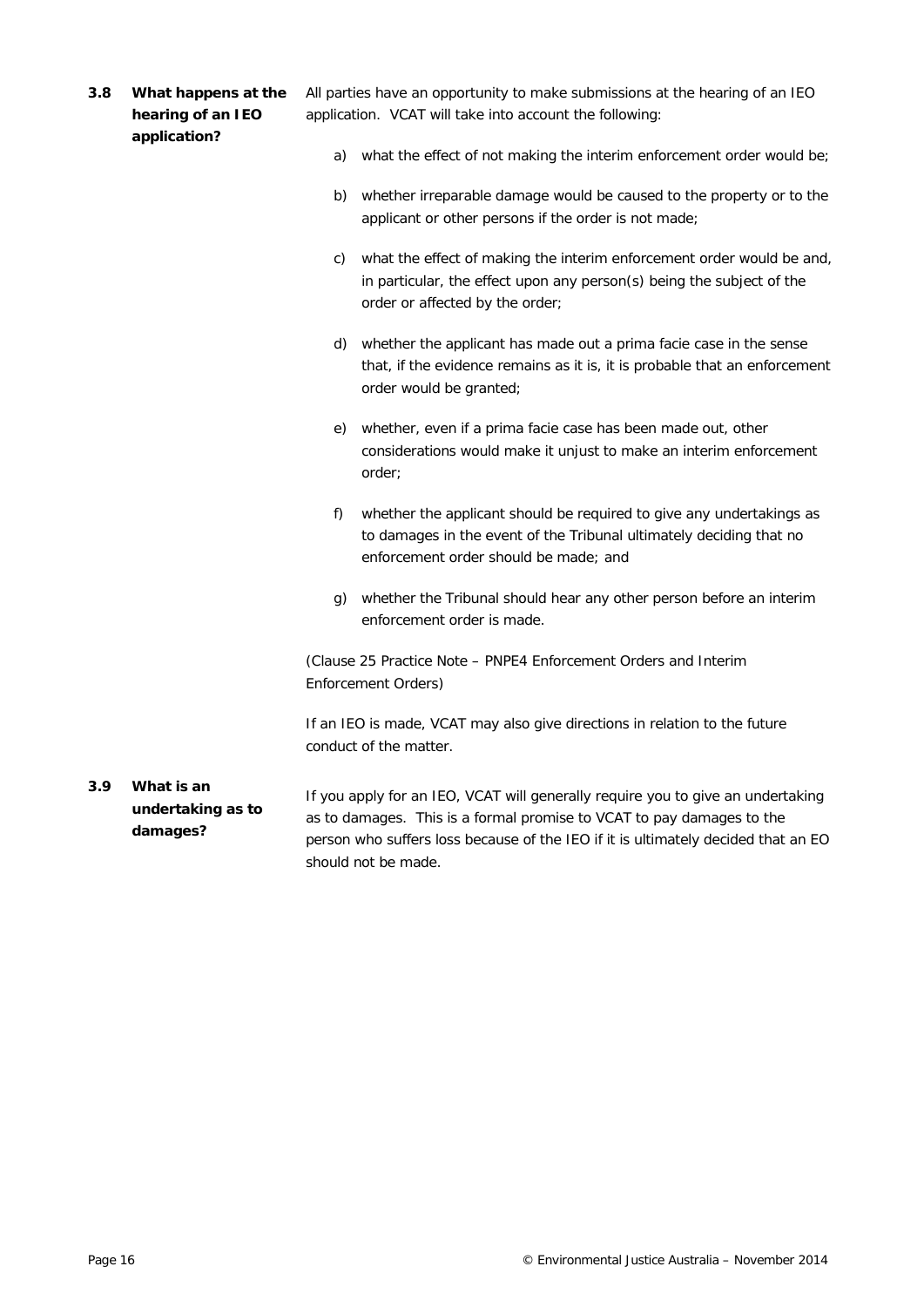### 3.8 What happens at the hearing of an IEO application?

All parties have an opportunity to make submissions at the hearing of an IEO application. VCAT will take into account the following:

a) what the effect of not making the interim enforcement order would be;

b) whether irreparable damage would be caused to the property or to the applicant or other persons if the order is not made;

c) what the effect of making the interim enforcement order would be and, in particular, the effect upon any person(s) being the subject of the order or affected by the order;

d) whether the applicant has made out a prima facie case in the sense that, if the evidence remains as it is, it is probable that an enforcement order would be granted;

e) whether, even if a prima facie case has been made out, other considerations would make it unjust to make an interim enforcement order;

f) whether the applicant should be required to give any undertakings as to damages in the event of the Tribunal ultimately deciding that no enforcement order should be made; and

g) whether the Tribunal should hear any other person before an interim enforcement order is made.

(Clause 25 Practice Note – PNPE4 Enforcement Orders and Interim Enforcement Orders)

If an IEO is made, VCAT may also give directions in relation to the future conduct of the matter.

### 3.9 What is an undertaking as to damages?

If you apply for an IEO, VCAT will generally require you to give an undertaking as to damages. This is a formal promise to VCAT to pay damages to the person who suffers loss because of the IEO if it is ultimately decided that an EO should not be made.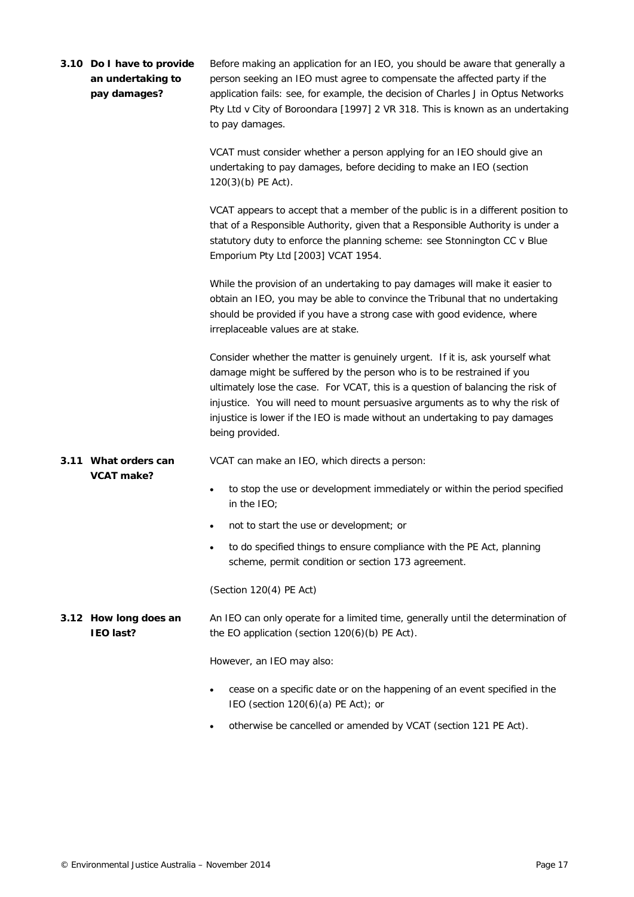### 3.10 Do I have to provide an undertaking to pay damages?

Before making an application for an IEO, you should be aware that generally a person seeking an IEO must agree to compensate the affected party if the application fails: see, for example, the decision of Charles J in Optus Networks Pty Ltd v City of Boroondara [1997] 2 VR 318. This is known as an undertaking to pay damages.

VCAT must consider whether a person applying for an IEO should give an undertaking to pay damages, before deciding to make an IEO (section 120(3)(b) PE Act).

VCAT appears to accept that a member of the public is in a different position to that of a Responsible Authority, given that a Responsible Authority is under a statutory duty to enforce the planning scheme: see Stonnington CC v Blue Emporium Pty Ltd [2003] VCAT 1954.

While the provision of an undertaking to pay damages will make it easier to obtain an IEO, you may be able to convince the Tribunal that no undertaking should be provided if you have a strong case with good evidence, where irreplaceable values are at stake.

Consider whether the matter is genuinely urgent. If it is, ask yourself what damage might be suffered by the person who is to be restrained if you ultimately lose the case. For VCAT, this is a question of balancing the risk of injustice. You will need to mount persuasive arguments as to why the risk of injustice is lower if the IEO is made without an undertaking to pay damages being provided.

### 3.11 What orders can VCAT make?

VCAT can make an IEO, which directs a person:

- to stop the use or development immediately or within the period specified in the IEO;
- not to start the use or development; or
- to do specified things to ensure compliance with the PE Act, planning scheme, permit condition or section 173 agreement.

(Section 120(4) PE Act)

### 3.12 How long does an IEO last?

An IEO can only operate for a limited time, generally until the determination of the EO application (section 120(6)(b) PE Act).

However, an IEO may also:

- cease on a specific date or on the happening of an event specified in the IEO (section 120(6)(a) PE Act); or
- otherwise be cancelled or amended by VCAT (section 121 PE Act).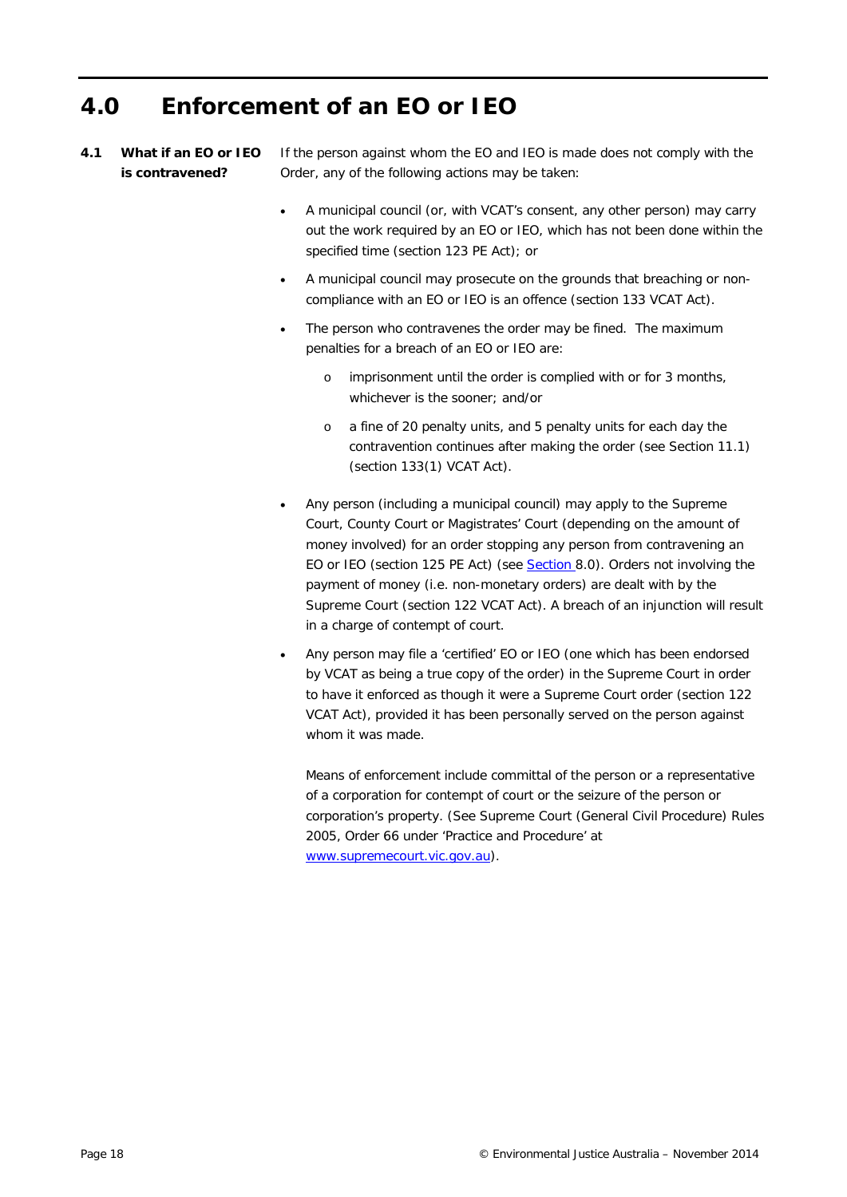# 4.0 Enforcement of an EO or IEO

## 4.1 What if an EO or IEO is contravened?

If the person against whom the EO and IEO is made does not comply with the Order, any of the following actions may be taken:

- A municipal council (or, with VCAT's consent, any other person) may carry out the work required by an EO or IEO, which has not been done within the specified time (section 123 PE Act); or
- A municipal council may prosecute on the grounds that breaching or non-compliance with an EO or IEO is an offence (section 133 VCAT Act).
- The person who contravenes the order may be fined. The maximum penalties for a breach of an EO or IEO are:
  - imprisonment until the order is complied with or for 3 months, whichever is the sooner; and/or
  - a fine of 20 penalty units, and 5 penalty units for each day the contravention continues after making the order (see Section 11.1) (section 133(1) VCAT Act).
- Any person (including a municipal council) may apply to the Supreme Court, County Court or Magistrates' Court (depending on the amount of money involved) for an order stopping any person from contravening an EO or IEO (section 125 PE Act) (see Section 8.0). Orders not involving the payment of money (i.e. non-monetary orders) are dealt with by the Supreme Court (section 122 VCAT Act). A breach of an injunction will result in a charge of contempt of court.
- Any person may file a 'certified' EO or IEO (one which has been endorsed by VCAT as being a true copy of the order) in the Supreme Court in order to have it enforced as though it were a Supreme Court order (section 122 VCAT Act), provided it has been personally served on the person against whom it was made.

  Means of enforcement include committal of the person or a representative of a corporation for contempt of court or the seizure of the person or corporation's property. (See Supreme Court (General Civil Procedure) Rules 2005, Order 66 under 'Practice and Procedure' at www.supremecourt.vic.gov.au).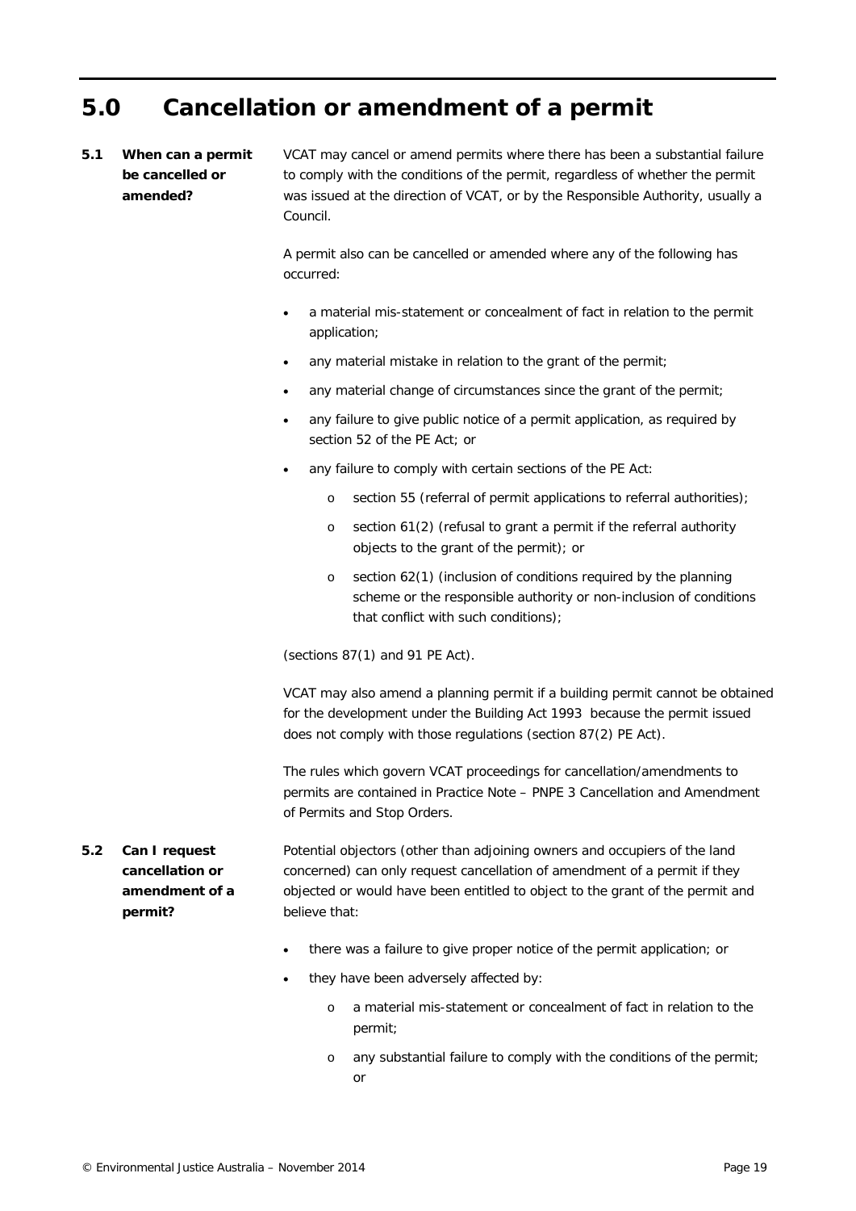# 5.0 Cancellation or amendment of a permit

### 5.1 When can a permit be cancelled or amended?

VCAT may cancel or amend permits where there has been a substantial failure to comply with the conditions of the permit, regardless of whether the permit was issued at the direction of VCAT, or by the Responsible Authority, usually a Council.

A permit also can be cancelled or amended where any of the following has occurred:

- a material mis-statement or concealment of fact in relation to the permit application;
- any material mistake in relation to the grant of the permit;
- any material change of circumstances since the grant of the permit;
- any failure to give public notice of a permit application, as required by section 52 of the PE Act; or
- any failure to comply with certain sections of the PE Act:
  - section 55 (referral of permit applications to referral authorities);
  - section 61(2) (refusal to grant a permit if the referral authority objects to the grant of the permit); or
  - section 62(1) (inclusion of conditions required by the planning scheme or the responsible authority or non-inclusion of conditions that conflict with such conditions);

(sections 87(1) and 91 PE Act).

VCAT may also amend a planning permit if a building permit cannot be obtained for the development under the Building Act 1993 because the permit issued does not comply with those regulations (section 87(2) PE Act).

The rules which govern VCAT proceedings for cancellation/amendments to permits are contained in Practice Note – PNPE 3 Cancellation and Amendment of Permits and Stop Orders.

### 5.2 Can I request cancellation or amendment of a permit?

Potential objectors (other than adjoining owners and occupiers of the land concerned) can only request cancellation of amendment of a permit if they objected or would have been entitled to object to the grant of the permit and believe that:

- there was a failure to give proper notice of the permit application; or
- they have been adversely affected by:
  - a material mis-statement or concealment of fact in relation to the permit;
  - any substantial failure to comply with the conditions of the permit; or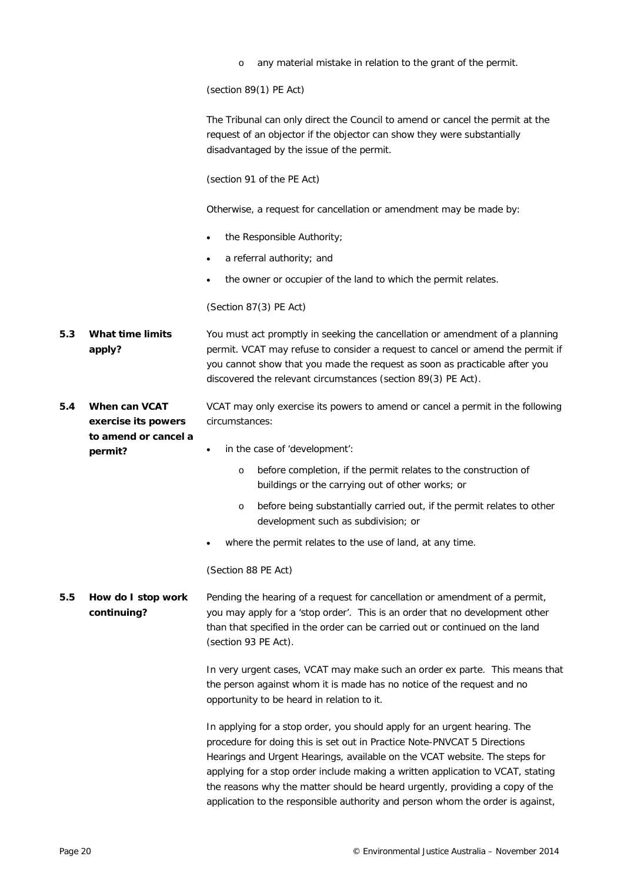- any material mistake in relation to the grant of the permit.

(section 89(1) PE Act)

The Tribunal can only direct the Council to amend or cancel the permit at the request of an objector if the objector can show they were substantially disadvantaged by the issue of the permit.

(section 91 of the PE Act)

Otherwise, a request for cancellation or amendment may be made by:

- the Responsible Authority;
- a referral authority; and
- the owner or occupier of the land to which the permit relates.

(Section 87(3) PE Act)

### 5.3 What time limits apply?

You must act promptly in seeking the cancellation or amendment of a planning permit. VCAT may refuse to consider a request to cancel or amend the permit if you cannot show that you made the request as soon as practicable after you discovered the relevant circumstances (section 89(3) PE Act).

### 5.4 When can VCAT exercise its powers to amend or cancel a permit?

VCAT may only exercise its powers to amend or cancel a permit in the following circumstances:

- in the case of 'development':
  - before completion, if the permit relates to the construction of buildings or the carrying out of other works; or
  - before being substantially carried out, if the permit relates to other development such as subdivision; or
- where the permit relates to the use of land, at any time.

(Section 88 PE Act)

### 5.5 How do I stop work continuing?

Pending the hearing of a request for cancellation or amendment of a permit, you may apply for a 'stop order'. This is an order that no development other than that specified in the order can be carried out or continued on the land (section 93 PE Act).

In very urgent cases, VCAT may make such an order ex parte. This means that the person against whom it is made has no notice of the request and no opportunity to be heard in relation to it.

In applying for a stop order, you should apply for an urgent hearing. The procedure for doing this is set out in Practice Note-PNVCAT 5 Directions Hearings and Urgent Hearings, available on the VCAT website. The steps for applying for a stop order include making a written application to VCAT, stating the reasons why the matter should be heard urgently, providing a copy of the application to the responsible authority and person whom the order is against,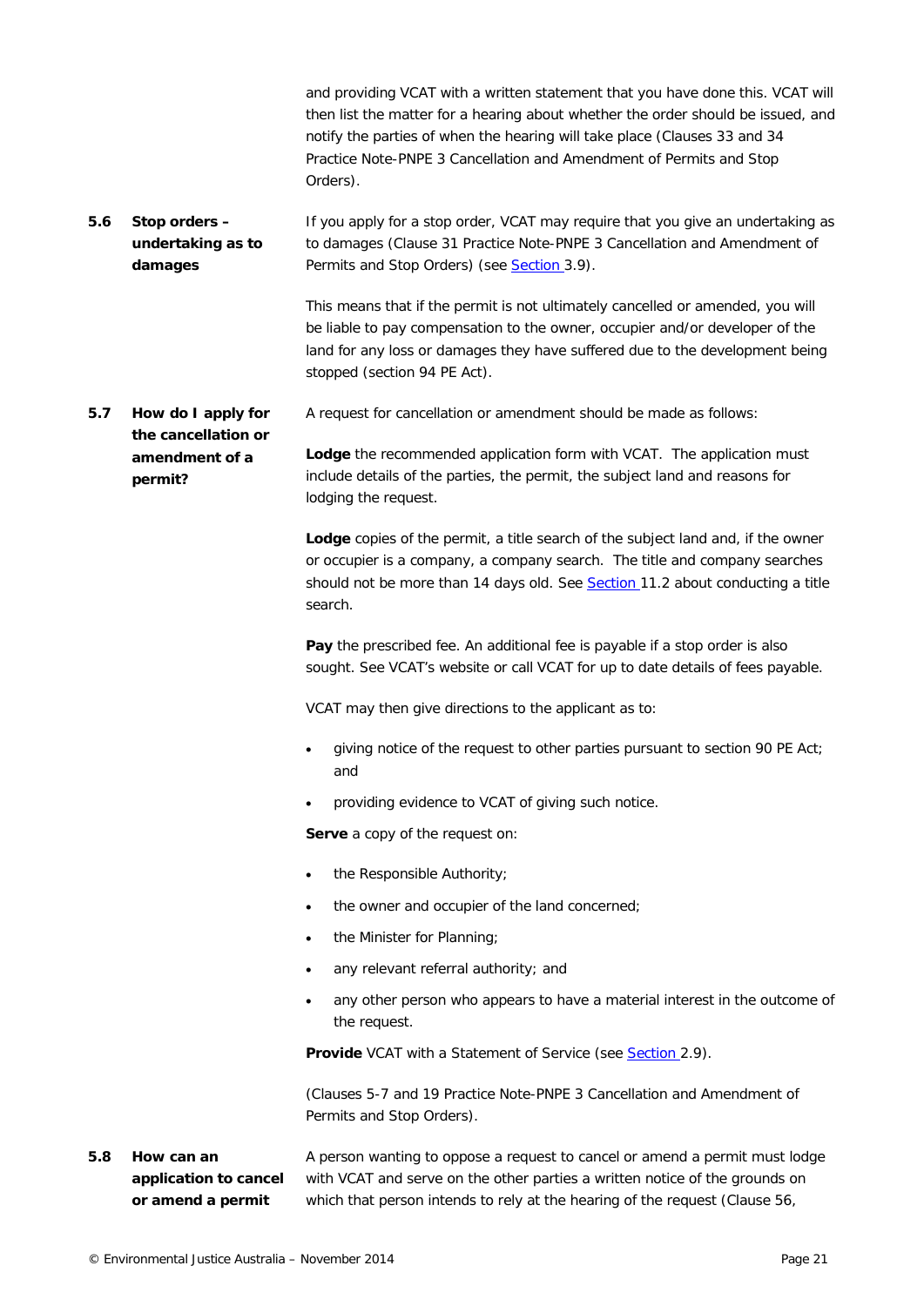and providing VCAT with a written statement that you have done this. VCAT will then list the matter for a hearing about whether the order should be issued, and notify the parties of when the hearing will take place (Clauses 33 and 34 Practice Note-PNPE 3 Cancellation and Amendment of Permits and Stop Orders).

### 5.6 Stop orders – undertaking as to damages

If you apply for a stop order, VCAT may require that you give an undertaking as to damages (Clause 31 Practice Note-PNPE 3 Cancellation and Amendment of Permits and Stop Orders) (see Section 3.9).

This means that if the permit is not ultimately cancelled or amended, you will be liable to pay compensation to the owner, occupier and/or developer of the land for any loss or damages they have suffered due to the development being stopped (section 94 PE Act).

### 5.7 How do I apply for the cancellation or amendment of a permit?

A request for cancellation or amendment should be made as follows:

**Lodge** the recommended application form with VCAT. The application must include details of the parties, the permit, the subject land and reasons for lodging the request.

**Lodge** copies of the permit, a title search of the subject land and, if the owner or occupier is a company, a company search. The title and company searches should not be more than 14 days old. See Section 11.2 about conducting a title search.

**Pay** the prescribed fee. An additional fee is payable if a stop order is also sought. See VCAT's website or call VCAT for up to date details of fees payable.

VCAT may then give directions to the applicant as to:

- giving notice of the request to other parties pursuant to section 90 PE Act; and
- providing evidence to VCAT of giving such notice.

**Serve** a copy of the request on:

- the Responsible Authority;
- the owner and occupier of the land concerned;
- the Minister for Planning;
- any relevant referral authority; and
- any other person who appears to have a material interest in the outcome of the request.

**Provide** VCAT with a Statement of Service (see Section 2.9).

(Clauses 5-7 and 19 Practice Note-PNPE 3 Cancellation and Amendment of Permits and Stop Orders).

### 5.8 How can an application to cancel or amend a permit

A person wanting to oppose a request to cancel or amend a permit must lodge with VCAT and serve on the other parties a written notice of the grounds on which that person intends to rely at the hearing of the request (Clause 56,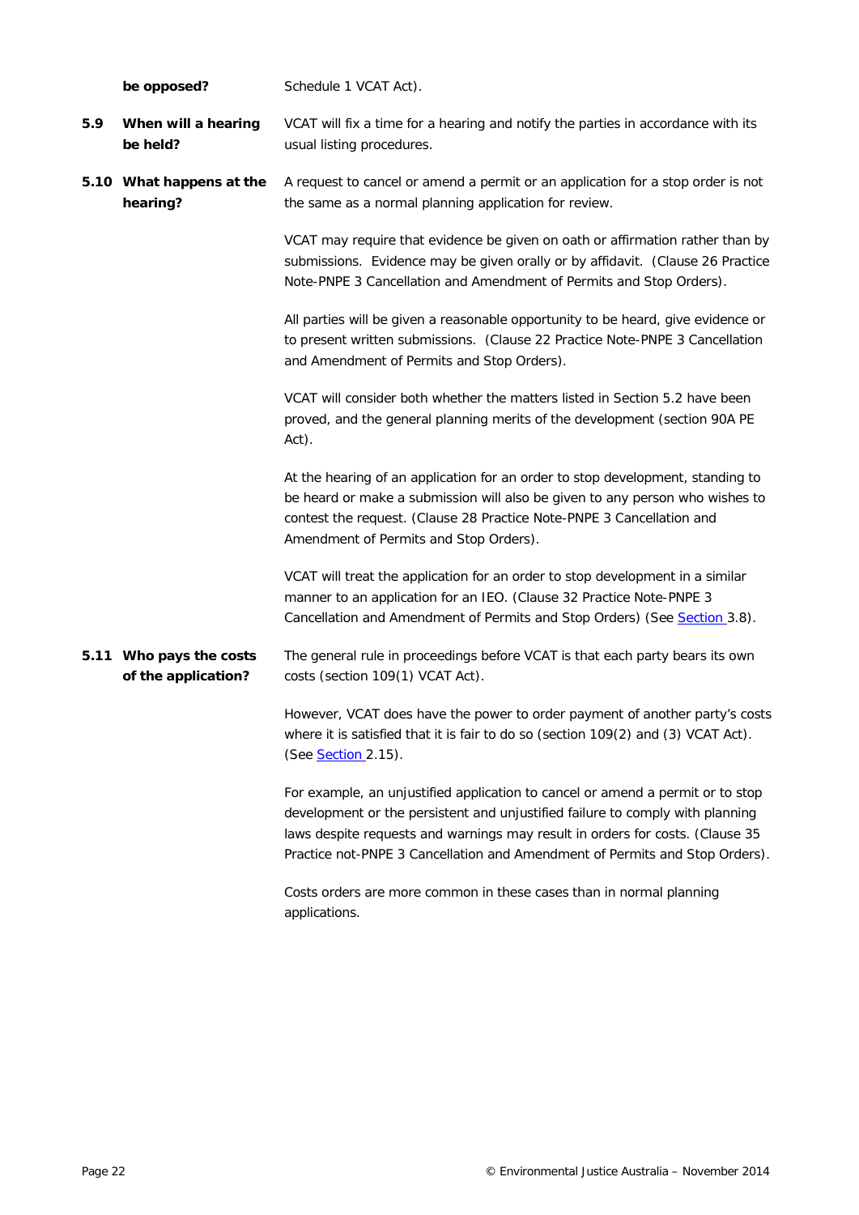**be opposed?** Schedule 1 VCAT Act).

### 5.9 When will a hearing be held?

VCAT will fix a time for a hearing and notify the parties in accordance with its usual listing procedures.

### 5.10 What happens at the hearing?

A request to cancel or amend a permit or an application for a stop order is not the same as a normal planning application for review.

VCAT may require that evidence be given on oath or affirmation rather than by submissions. Evidence may be given orally or by affidavit. (Clause 26 Practice Note-PNPE 3 Cancellation and Amendment of Permits and Stop Orders).

All parties will be given a reasonable opportunity to be heard, give evidence or to present written submissions. (Clause 22 Practice Note-PNPE 3 Cancellation and Amendment of Permits and Stop Orders).

VCAT will consider both whether the matters listed in Section 5.2 have been proved, and the general planning merits of the development (section 90A PE Act).

At the hearing of an application for an order to stop development, standing to be heard or make a submission will also be given to any person who wishes to contest the request. (Clause 28 Practice Note-PNPE 3 Cancellation and Amendment of Permits and Stop Orders).

VCAT will treat the application for an order to stop development in a similar manner to an application for an IEO. (Clause 32 Practice Note-PNPE 3 Cancellation and Amendment of Permits and Stop Orders) (See Section 3.8).

### 5.11 Who pays the costs of the application?

The general rule in proceedings before VCAT is that each party bears its own costs (section 109(1) VCAT Act).

However, VCAT does have the power to order payment of another party's costs where it is satisfied that it is fair to do so (section 109(2) and (3) VCAT Act). (See Section 2.15).

For example, an unjustified application to cancel or amend a permit or to stop development or the persistent and unjustified failure to comply with planning laws despite requests and warnings may result in orders for costs. (Clause 35 Practice not-PNPE 3 Cancellation and Amendment of Permits and Stop Orders).

Costs orders are more common in these cases than in normal planning applications.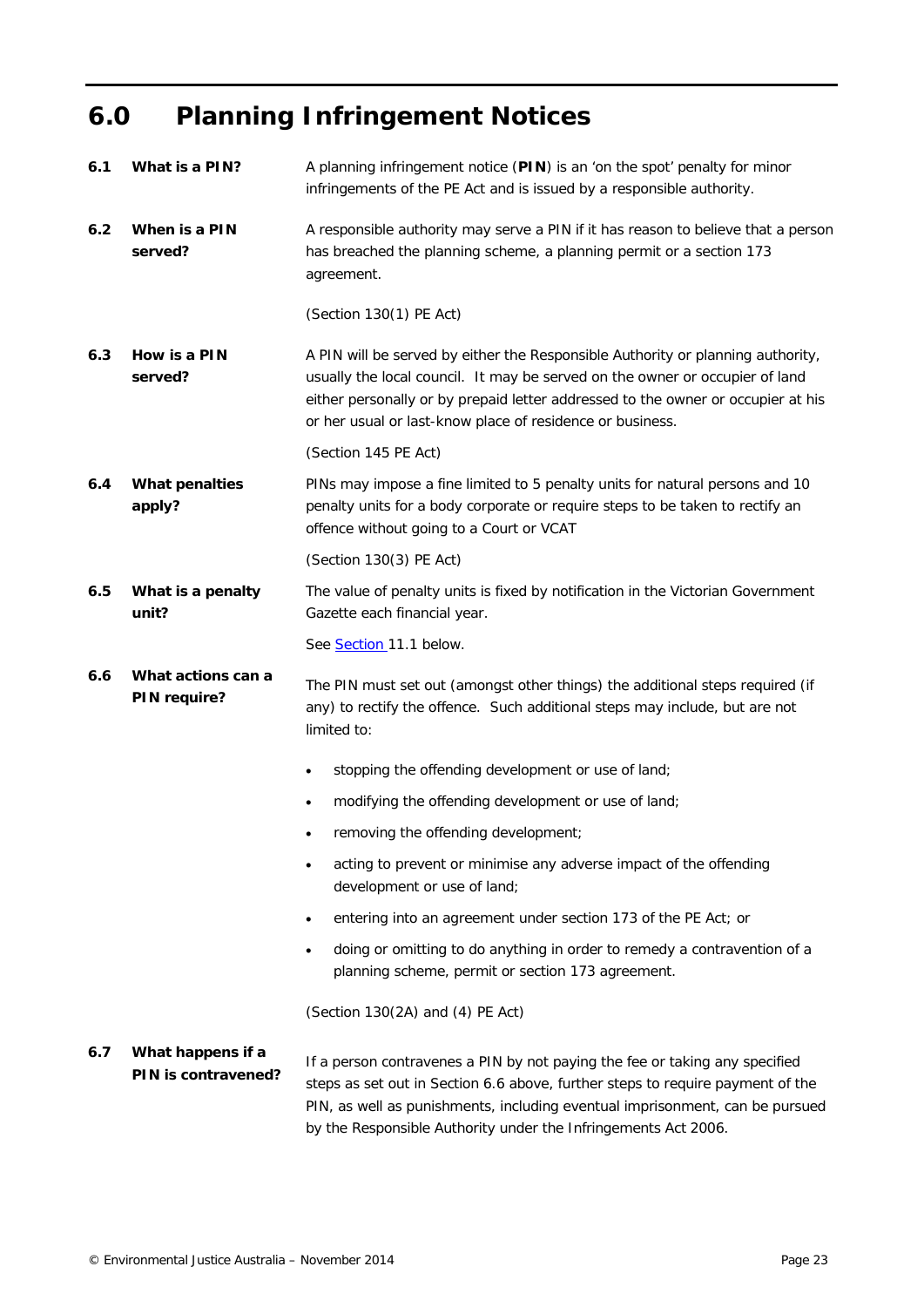# 6.0 Planning Infringement Notices

**6.1 What is a PIN?**

A planning infringement notice (**PIN**) is an 'on the spot' penalty for minor infringements of the PE Act and is issued by a responsible authority.

**6.2 When is a PIN served?**

A responsible authority may serve a PIN if it has reason to believe that a person has breached the planning scheme, a planning permit or a section 173 agreement.

(Section 130(1) PE Act)

**6.3 How is a PIN served?**

A PIN will be served by either the Responsible Authority or planning authority, usually the local council. It may be served on the owner or occupier of land either personally or by prepaid letter addressed to the owner or occupier at his or her usual or last-know place of residence or business.

(Section 145 PE Act)

**6.4 What penalties apply?**

PINs may impose a fine limited to 5 penalty units for natural persons and 10 penalty units for a body corporate or require steps to be taken to rectify an offence without going to a Court or VCAT

(Section 130(3) PE Act)

**6.5 What is a penalty unit?**

The value of penalty units is fixed by notification in the Victorian Government Gazette each financial year.

See Section 11.1 below.

**6.6 What actions can a PIN require?**

The PIN must set out (amongst other things) the additional steps required (if any) to rectify the offence. Such additional steps may include, but are not limited to:

- stopping the offending development or use of land;
- modifying the offending development or use of land;
- removing the offending development;
- acting to prevent or minimise any adverse impact of the offending development or use of land;
- entering into an agreement under section 173 of the PE Act; or
- doing or omitting to do anything in order to remedy a contravention of a planning scheme, permit or section 173 agreement.

(Section 130(2A) and (4) PE Act)

**6.7 What happens if a PIN is contravened?**

If a person contravenes a PIN by not paying the fee or taking any specified steps as set out in Section 6.6 above, further steps to require payment of the PIN, as well as punishments, including eventual imprisonment, can be pursued by the Responsible Authority under the Infringements Act 2006.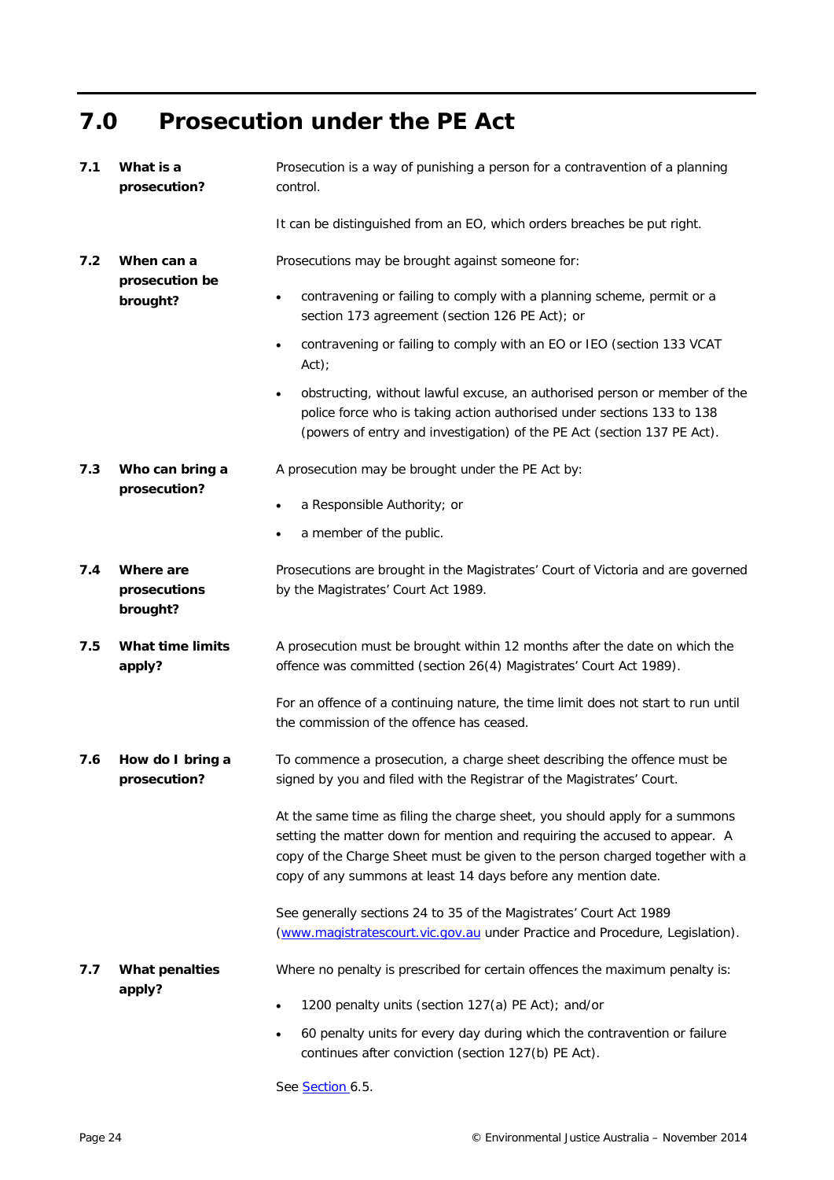# 7.0 Prosecution under the PE Act

### 7.1 What is a prosecution?

Prosecution is a way of punishing a person for a contravention of a planning control.

It can be distinguished from an EO, which orders breaches be put right.

### 7.2 When can a prosecution be brought?

Prosecutions may be brought against someone for:

- contravening or failing to comply with a planning scheme, permit or a section 173 agreement (section 126 PE Act); or
- contravening or failing to comply with an EO or IEO (section 133 VCAT Act);
- obstructing, without lawful excuse, an authorised person or member of the police force who is taking action authorised under sections 133 to 138 (powers of entry and investigation) of the PE Act (section 137 PE Act).

### 7.3 Who can bring a prosecution?

A prosecution may be brought under the PE Act by:

- a Responsible Authority; or
- a member of the public.

### 7.4 Where are prosecutions brought?

Prosecutions are brought in the Magistrates' Court of Victoria and are governed by the Magistrates' Court Act 1989.

### 7.5 What time limits apply?

A prosecution must be brought within 12 months after the date on which the offence was committed (section 26(4) Magistrates' Court Act 1989).

For an offence of a continuing nature, the time limit does not start to run until the commission of the offence has ceased.

### 7.6 How do I bring a prosecution?

To commence a prosecution, a charge sheet describing the offence must be signed by you and filed with the Registrar of the Magistrates' Court.

At the same time as filing the charge sheet, you should apply for a summons setting the matter down for mention and requiring the accused to appear. A copy of the Charge Sheet must be given to the person charged together with a copy of any summons at least 14 days before any mention date.

See generally sections 24 to 35 of the Magistrates' Court Act 1989 ([www.magistratescourt.vic.gov.au](http://www.magistratescourt.vic.gov.au) under Practice and Procedure, Legislation).

### 7.7 What penalties apply?

Where no penalty is prescribed for certain offences the maximum penalty is:

- 1200 penalty units (section 127(a) PE Act); and/or
- 60 penalty units for every day during which the contravention or failure continues after conviction (section 127(b) PE Act).

See Section 6.5.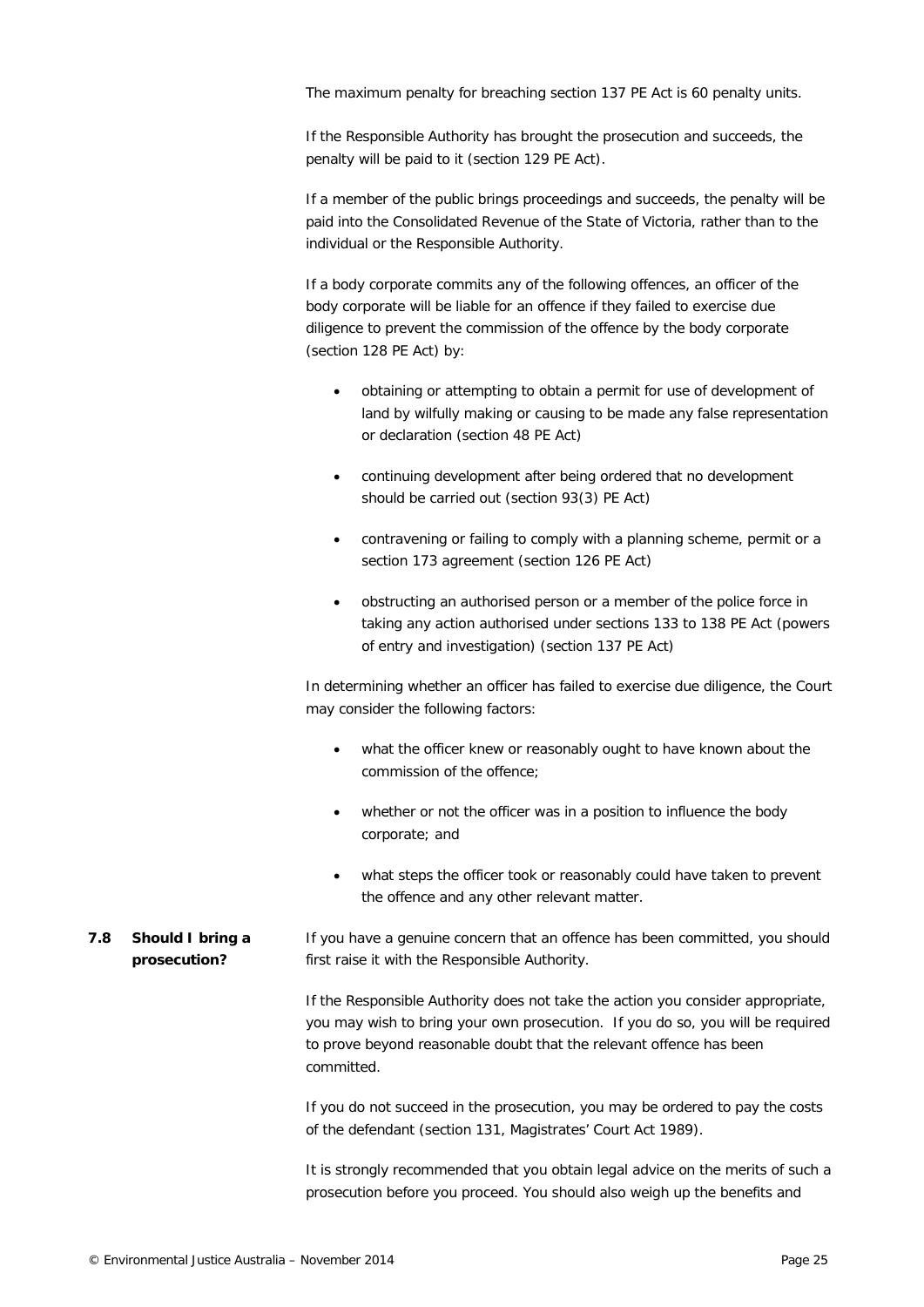The maximum penalty for breaching section 137 PE Act is 60 penalty units.

If the Responsible Authority has brought the prosecution and succeeds, the penalty will be paid to it (section 129 PE Act).

If a member of the public brings proceedings and succeeds, the penalty will be paid into the Consolidated Revenue of the State of Victoria, rather than to the individual or the Responsible Authority.

If a body corporate commits any of the following offences, an officer of the body corporate will be liable for an offence if they failed to exercise due diligence to prevent the commission of the offence by the body corporate (section 128 PE Act) by:

- obtaining or attempting to obtain a permit for use of development of land by wilfully making or causing to be made any false representation or declaration (section 48 PE Act)
- continuing development after being ordered that no development should be carried out (section 93(3) PE Act)
- contravening or failing to comply with a planning scheme, permit or a section 173 agreement (section 126 PE Act)
- obstructing an authorised person or a member of the police force in taking any action authorised under sections 133 to 138 PE Act (powers of entry and investigation) (section 137 PE Act)

In determining whether an officer has failed to exercise due diligence, the Court may consider the following factors:

- what the officer knew or reasonably ought to have known about the commission of the offence;
- whether or not the officer was in a position to influence the body corporate; and
- what steps the officer took or reasonably could have taken to prevent the offence and any other relevant matter.

## 7.8 Should I bring a prosecution?

If you have a genuine concern that an offence has been committed, you should first raise it with the Responsible Authority.

If the Responsible Authority does not take the action you consider appropriate, you may wish to bring your own prosecution. If you do so, you will be required to prove beyond reasonable doubt that the relevant offence has been committed.

If you do not succeed in the prosecution, you may be ordered to pay the costs of the defendant (section 131, Magistrates' Court Act 1989).

It is strongly recommended that you obtain legal advice on the merits of such a prosecution before you proceed. You should also weigh up the benefits and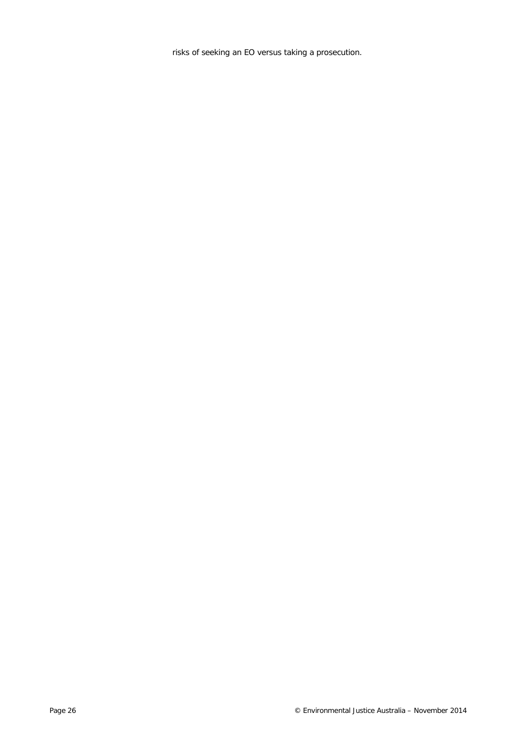risks of seeking an EO versus taking a prosecution.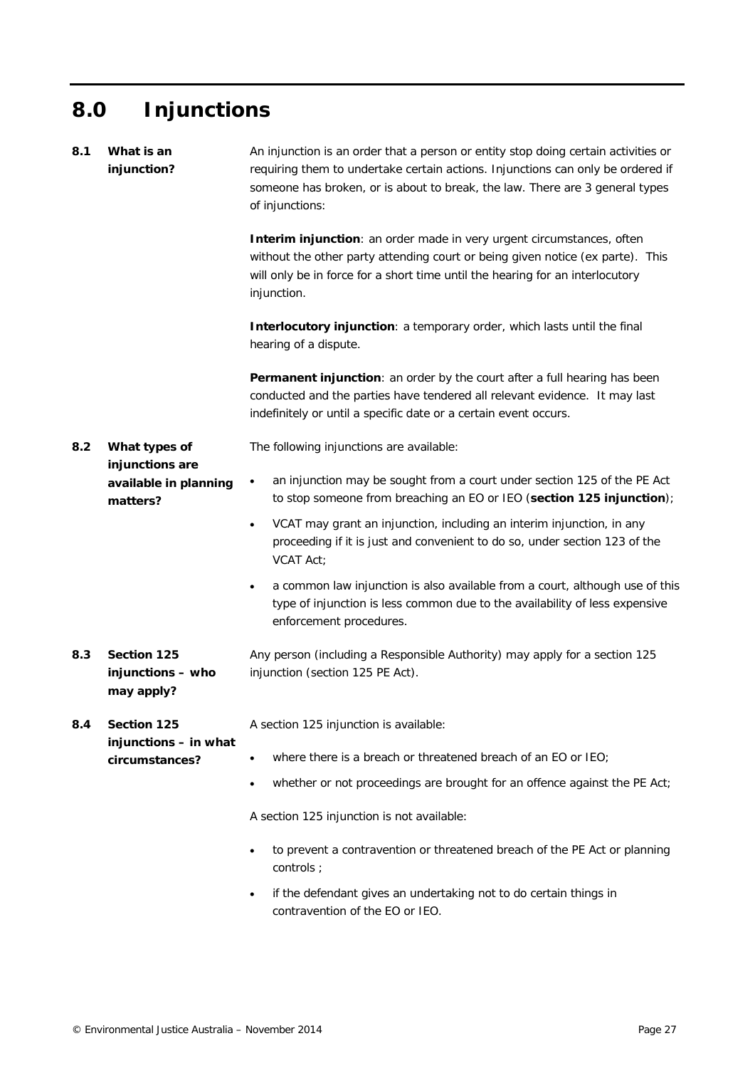# 8.0 Injunctions

### 8.1 What is an injunction?

An injunction is an order that a person or entity stop doing certain activities or requiring them to undertake certain actions. Injunctions can only be ordered if someone has broken, or is about to break, the law. There are 3 general types of injunctions:

**Interim injunction**: an order made in very urgent circumstances, often without the other party attending court or being given notice (ex parte). This will only be in force for a short time until the hearing for an interlocutory injunction.

**Interlocutory injunction**: a temporary order, which lasts until the final hearing of a dispute.

**Permanent injunction**: an order by the court after a full hearing has been conducted and the parties have tendered all relevant evidence. It may last indefinitely or until a specific date or a certain event occurs.

### 8.2 What types of injunctions are available in planning matters?

The following injunctions are available:

- an injunction may be sought from a court under section 125 of the PE Act to stop someone from breaching an EO or IEO (**section 125 injunction**);
- VCAT may grant an injunction, including an interim injunction, in any proceeding if it is just and convenient to do so, under section 123 of the VCAT Act;
- a common law injunction is also available from a court, although use of this type of injunction is less common due to the availability of less expensive enforcement procedures.

### 8.3 Section 125 injunctions – who may apply?

Any person (including a Responsible Authority) may apply for a section 125 injunction (section 125 PE Act).

### 8.4 Section 125 injunctions – in what circumstances?

A section 125 injunction is available:

- where there is a breach or threatened breach of an EO or IEO;
- whether or not proceedings are brought for an offence against the PE Act;

A section 125 injunction is not available:

- to prevent a contravention or threatened breach of the PE Act or planning controls ;
- if the defendant gives an undertaking not to do certain things in contravention of the EO or IEO.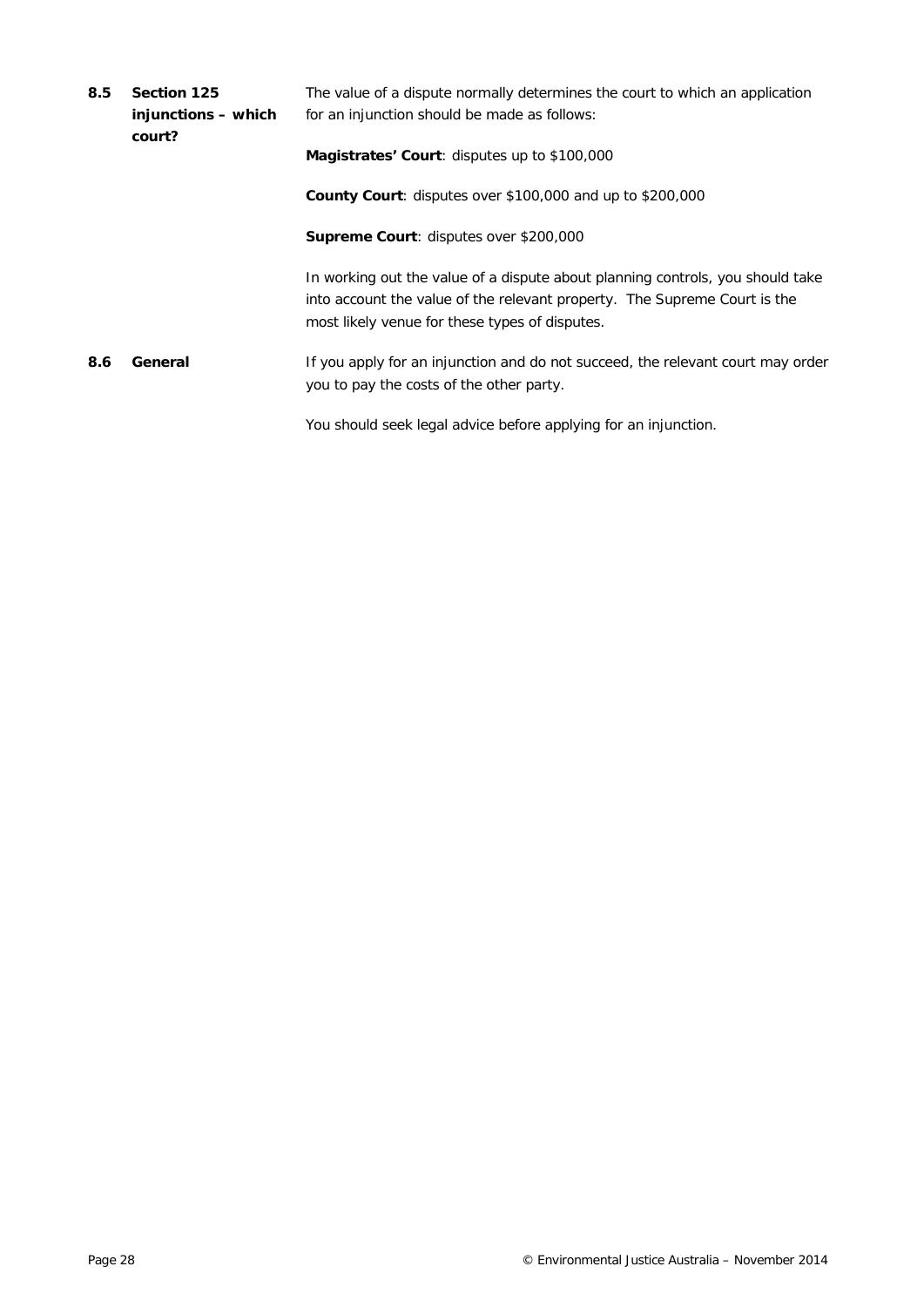### 8.5 Section 125 injunctions – which court?

The value of a dispute normally determines the court to which an application for an injunction should be made as follows:

**Magistrates' Court**: disputes up to $100,000

**County Court**: disputes over $100,000 and up to $200,000

**Supreme Court**: disputes over $200,000

In working out the value of a dispute about planning controls, you should take into account the value of the relevant property. The Supreme Court is the most likely venue for these types of disputes.

### 8.6 General

If you apply for an injunction and do not succeed, the relevant court may order you to pay the costs of the other party.

You should seek legal advice before applying for an injunction.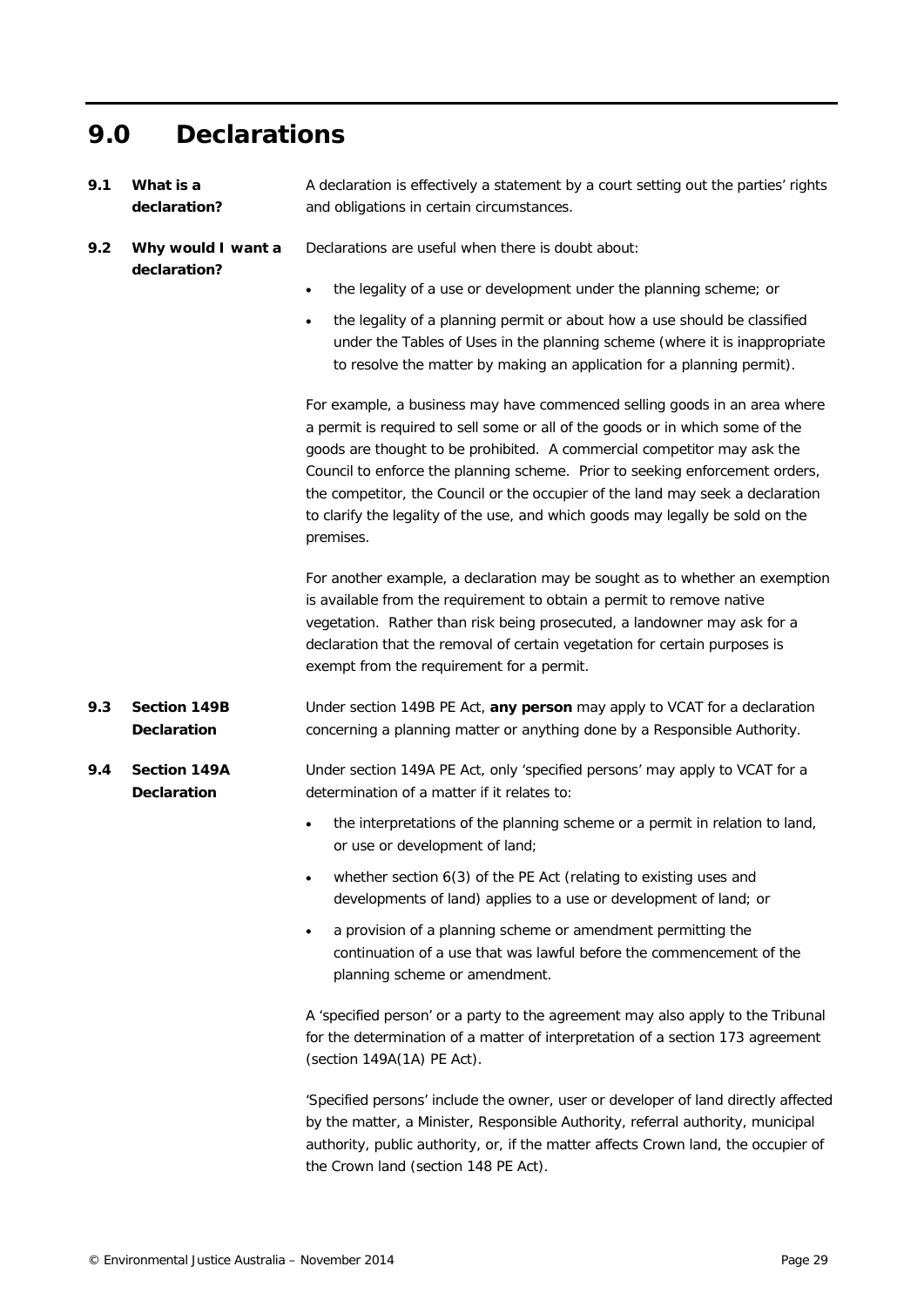# 9.0 Declarations

**9.1 What is a declaration?**

A declaration is effectively a statement by a court setting out the parties' rights and obligations in certain circumstances.

**9.2 Why would I want a declaration?**

Declarations are useful when there is doubt about:

- the legality of a use or development under the planning scheme; or
- the legality of a planning permit or about how a use should be classified under the Tables of Uses in the planning scheme (where it is inappropriate to resolve the matter by making an application for a planning permit).

For example, a business may have commenced selling goods in an area where a permit is required to sell some or all of the goods or in which some of the goods are thought to be prohibited. A commercial competitor may ask the Council to enforce the planning scheme. Prior to seeking enforcement orders, the competitor, the Council or the occupier of the land may seek a declaration to clarify the legality of the use, and which goods may legally be sold on the premises.

For another example, a declaration may be sought as to whether an exemption is available from the requirement to obtain a permit to remove native vegetation. Rather than risk being prosecuted, a landowner may ask for a declaration that the removal of certain vegetation for certain purposes is exempt from the requirement for a permit.

**9.3 Section 149B Declaration**

Under section 149B PE Act, **any person** may apply to VCAT for a declaration concerning a planning matter or anything done by a Responsible Authority.

**9.4 Section 149A Declaration**

Under section 149A PE Act, only 'specified persons' may apply to VCAT for a determination of a matter if it relates to:

- the interpretations of the planning scheme or a permit in relation to land, or use or development of land;
- whether section 6(3) of the PE Act (relating to existing uses and developments of land) applies to a use or development of land; or
- a provision of a planning scheme or amendment permitting the continuation of a use that was lawful before the commencement of the planning scheme or amendment.

A 'specified person' or a party to the agreement may also apply to the Tribunal for the determination of a matter of interpretation of a section 173 agreement (section 149A(1A) PE Act).

'Specified persons' include the owner, user or developer of land directly affected by the matter, a Minister, Responsible Authority, referral authority, municipal authority, public authority, or, if the matter affects Crown land, the occupier of the Crown land (section 148 PE Act).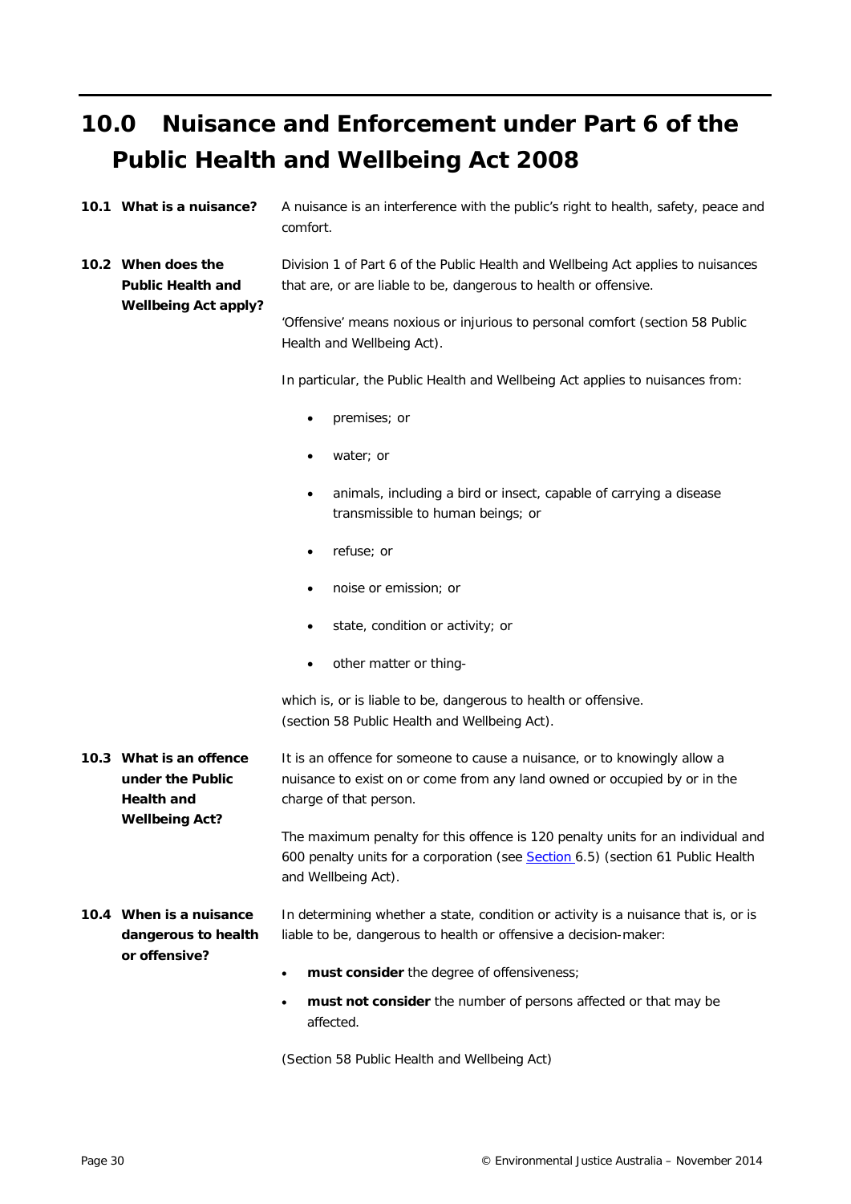# 10.0 Nuisance and Enforcement under Part 6 of the Public Health and Wellbeing Act 2008

### 10.1 What is a nuisance?

A nuisance is an interference with the public's right to health, safety, peace and comfort.

### 10.2 When does the Public Health and Wellbeing Act apply?

Division 1 of Part 6 of the Public Health and Wellbeing Act applies to nuisances that are, or are liable to be, dangerous to health or offensive.

'Offensive' means noxious or injurious to personal comfort (section 58 Public Health and Wellbeing Act).

In particular, the Public Health and Wellbeing Act applies to nuisances from:

- premises; or
- water; or
- animals, including a bird or insect, capable of carrying a disease transmissible to human beings; or
- refuse; or
- noise or emission; or
- state, condition or activity; or
- other matter or thing-

which is, or is liable to be, dangerous to health or offensive.
(section 58 Public Health and Wellbeing Act).

### 10.3 What is an offence under the Public Health and Wellbeing Act?

It is an offence for someone to cause a nuisance, or to knowingly allow a nuisance to exist on or come from any land owned or occupied by or in the charge of that person.

The maximum penalty for this offence is 120 penalty units for an individual and 600 penalty units for a corporation (see Section 6.5) (section 61 Public Health and Wellbeing Act).

### 10.4 When is a nuisance dangerous to health or offensive?

In determining whether a state, condition or activity is a nuisance that is, or is liable to be, dangerous to health or offensive a decision-maker:

- **must consider** the degree of offensiveness;
- **must not consider** the number of persons affected or that may be affected.

(Section 58 Public Health and Wellbeing Act)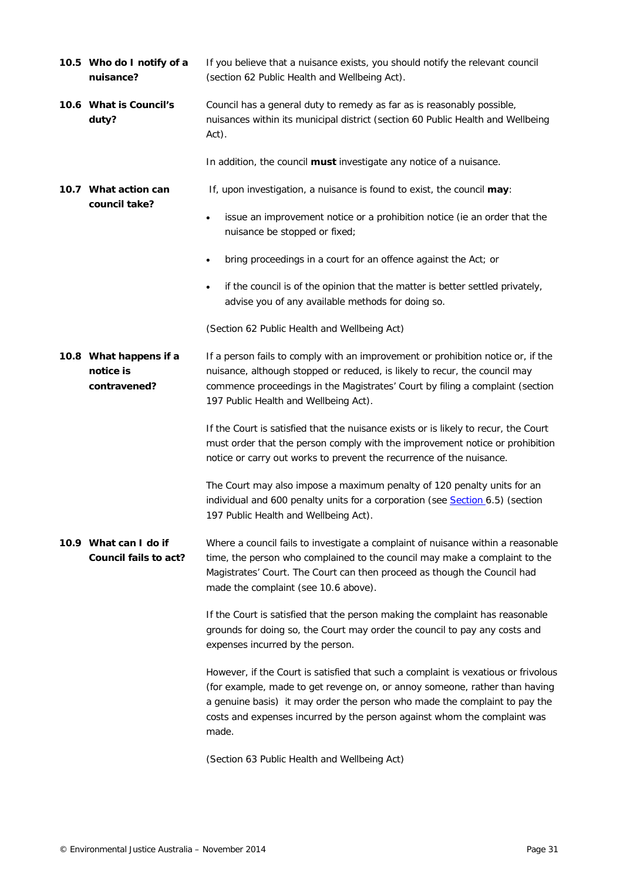### 10.5 Who do I notify of a nuisance?

If you believe that a nuisance exists, you should notify the relevant council (section 62 Public Health and Wellbeing Act).

### 10.6 What is Council's duty?

Council has a general duty to remedy as far as is reasonably possible, nuisances within its municipal district (section 60 Public Health and Wellbeing Act).

In addition, the council **must** investigate any notice of a nuisance.

### 10.7 What action can council take?

If, upon investigation, a nuisance is found to exist, the council **may**:

- issue an improvement notice or a prohibition notice (ie an order that the nuisance be stopped or fixed;
- bring proceedings in a court for an offence against the Act; or
- if the council is of the opinion that the matter is better settled privately, advise you of any available methods for doing so.

(Section 62 Public Health and Wellbeing Act)

### 10.8 What happens if a notice is contravened?

If a person fails to comply with an improvement or prohibition notice or, if the nuisance, although stopped or reduced, is likely to recur, the council may commence proceedings in the Magistrates' Court by filing a complaint (section 197 Public Health and Wellbeing Act).

If the Court is satisfied that the nuisance exists or is likely to recur, the Court must order that the person comply with the improvement notice or prohibition notice or carry out works to prevent the recurrence of the nuisance.

The Court may also impose a maximum penalty of 120 penalty units for an individual and 600 penalty units for a corporation (see Section 6.5) (section 197 Public Health and Wellbeing Act).

### 10.9 What can I do if Council fails to act?

Where a council fails to investigate a complaint of nuisance within a reasonable time, the person who complained to the council may make a complaint to the Magistrates' Court. The Court can then proceed as though the Council had made the complaint (see 10.6 above).

If the Court is satisfied that the person making the complaint has reasonable grounds for doing so, the Court may order the council to pay any costs and expenses incurred by the person.

However, if the Court is satisfied that such a complaint is vexatious or frivolous (for example, made to get revenge on, or annoy someone, rather than having a genuine basis) it may order the person who made the complaint to pay the costs and expenses incurred by the person against whom the complaint was made.

(Section 63 Public Health and Wellbeing Act)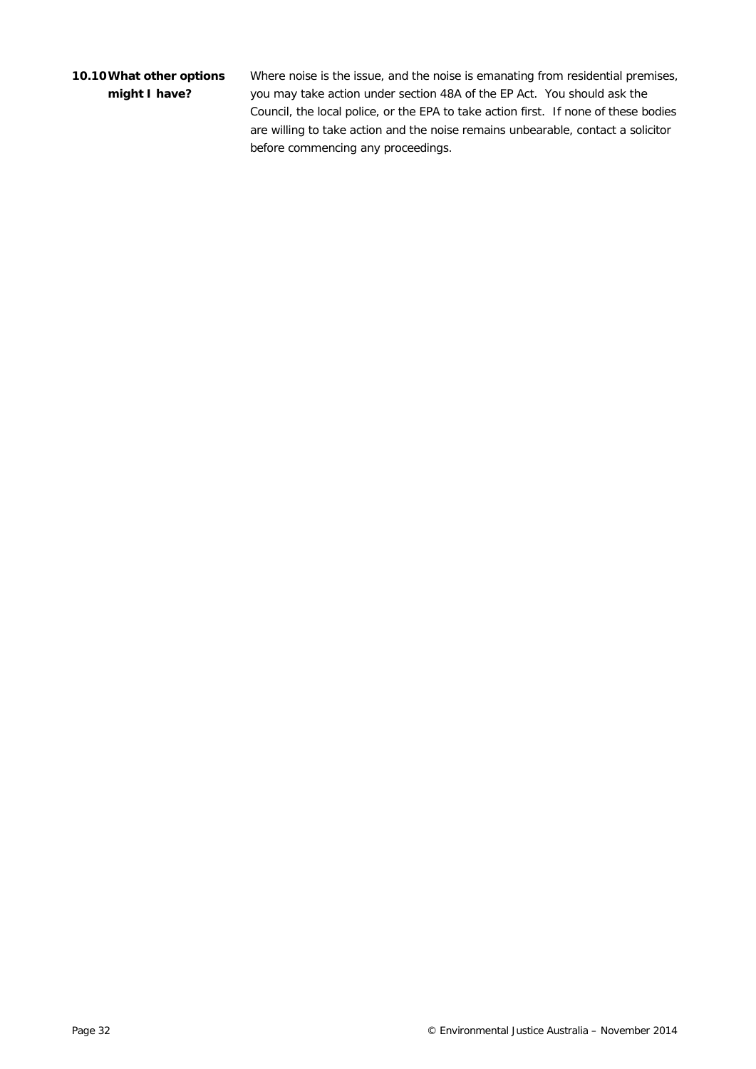### 10.10 What other options might I have?

Where noise is the issue, and the noise is emanating from residential premises, you may take action under section 48A of the EP Act. You should ask the Council, the local police, or the EPA to take action first. If none of these bodies are willing to take action and the noise remains unbearable, contact a solicitor before commencing any proceedings.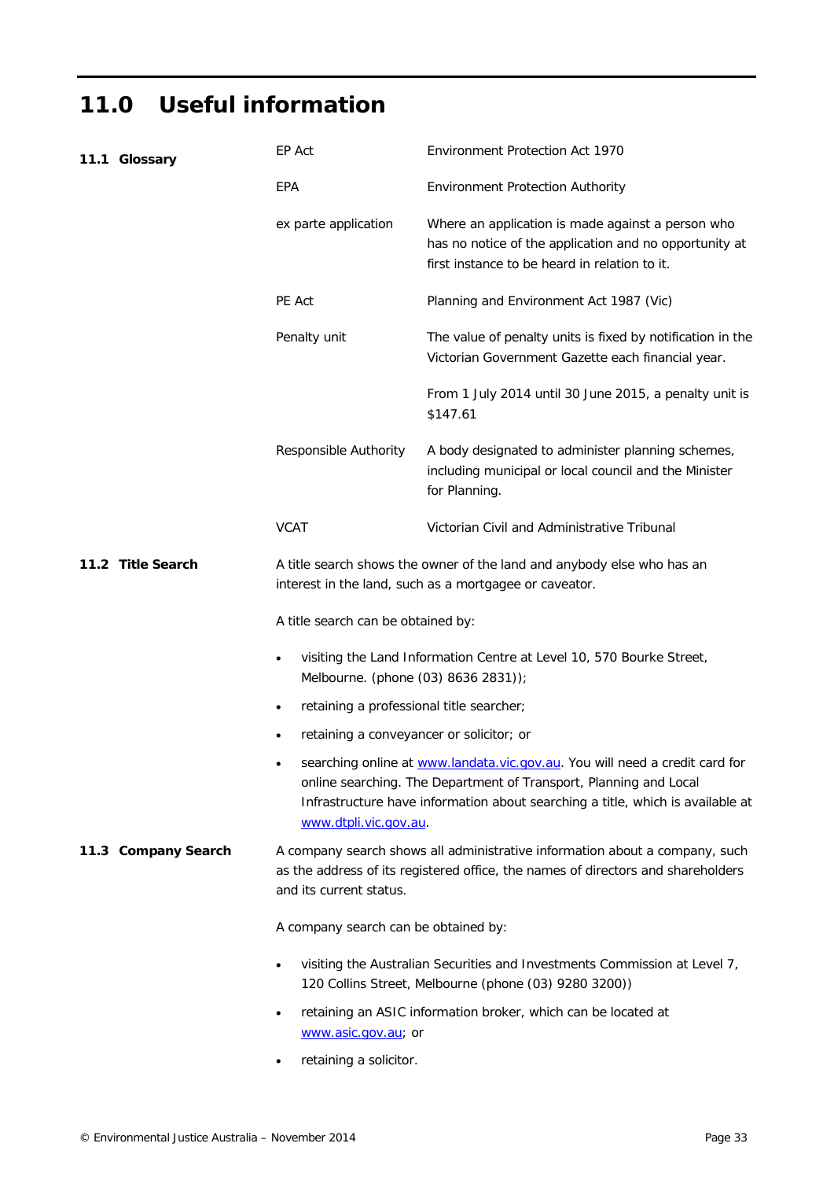# 11.0 Useful information

## 11.1 Glossary

| Term | Definition |
|---|---|
| EP Act | Environment Protection Act 1970 |
| EPA | Environment Protection Authority |
| ex parte application | Where an application is made against a person who has no notice of the application and no opportunity at first instance to be heard in relation to it. |
| PE Act | Planning and Environment Act 1987 (Vic) |
| Penalty unit | The value of penalty units is fixed by notification in the Victorian Government Gazette each financial year.<br><br>From 1 July 2014 until 30 June 2015, a penalty unit is $147.61 |
| Responsible Authority | A body designated to administer planning schemes, including municipal or local council and the Minister for Planning. |
| VCAT | Victorian Civil and Administrative Tribunal |

## 11.2 Title Search

A title search shows the owner of the land and anybody else who has an interest in the land, such as a mortgagee or caveator.

A title search can be obtained by:

- visiting the Land Information Centre at Level 10, 570 Bourke Street, Melbourne. (phone (03) 8636 2831));
- retaining a professional title searcher;
- retaining a conveyancer or solicitor; or
- searching online at www.landata.vic.gov.au. You will need a credit card for online searching. The Department of Transport, Planning and Local Infrastructure have information about searching a title, which is available at www.dtpli.vic.gov.au.

## 11.3 Company Search

A company search shows all administrative information about a company, such as the address of its registered office, the names of directors and shareholders and its current status.

A company search can be obtained by:

- visiting the Australian Securities and Investments Commission at Level 7, 120 Collins Street, Melbourne (phone (03) 9280 3200))
- retaining an ASIC information broker, which can be located at www.asic.gov.au; or
- retaining a solicitor.

© Environmental Justice Australia – November 2014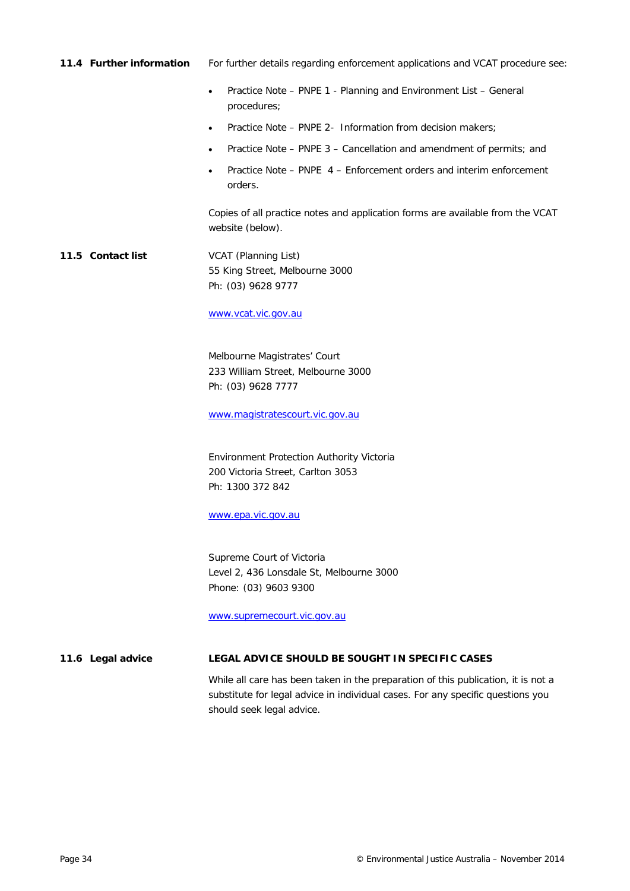### 11.4 Further information

For further details regarding enforcement applications and VCAT procedure see:

- Practice Note – PNPE 1 - Planning and Environment List – General procedures;
- Practice Note – PNPE 2- Information from decision makers;
- Practice Note – PNPE 3 – Cancellation and amendment of permits; and
- Practice Note – PNPE 4 – Enforcement orders and interim enforcement orders.

Copies of all practice notes and application forms are available from the VCAT website (below).

### 11.5 Contact list

VCAT (Planning List)
55 King Street, Melbourne 3000
Ph: (03) 9628 9777

www.vcat.vic.gov.au

Melbourne Magistrates' Court
233 William Street, Melbourne 3000
Ph: (03) 9628 7777

www.magistratescourt.vic.gov.au

Environment Protection Authority Victoria
200 Victoria Street, Carlton 3053
Ph: 1300 372 842

www.epa.vic.gov.au

Supreme Court of Victoria
Level 2, 436 Lonsdale St, Melbourne 3000
Phone: (03) 9603 9300

www.supremecourt.vic.gov.au

### 11.6 Legal advice

**LEGAL ADVICE SHOULD BE SOUGHT IN SPECIFIC CASES**

While all care has been taken in the preparation of this publication, it is not a substitute for legal advice in individual cases. For any specific questions you should seek legal advice.

© Environmental Justice Australia – November 2014